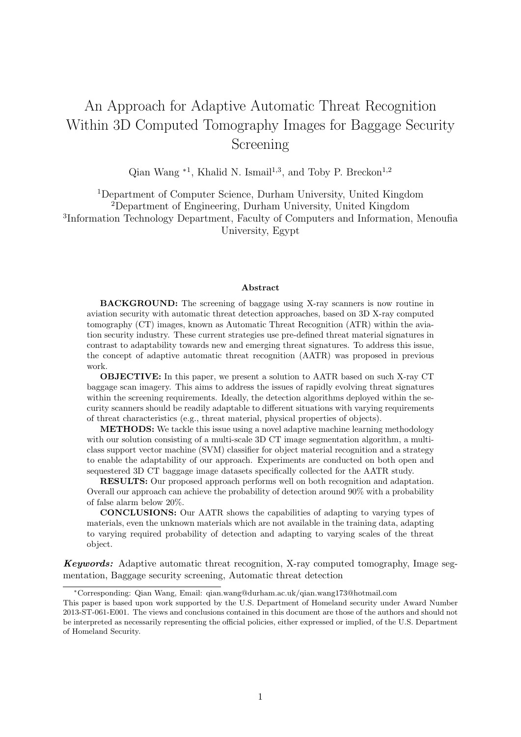# An Approach for Adaptive Automatic Threat Recognition Within 3D Computed Tomography Images for Baggage Security Screening

Qian Wang *[1], Khalid N. Ismail[1,3], and Toby P. Breckon[1,2]

[1]Department of Computer Science, Durham University, United Kingdom
[2]Department of Engineering, Durham University, United Kingdom
[3]Information Technology Department, Faculty of Computers and Information, Menoufia University, Egypt

## Abstract

**BACKGROUND:** The screening of baggage using X-ray scanners is now routine in aviation security with automatic threat detection approaches, based on 3D X-ray computed tomography (CT) images, known as Automatic Threat Recognition (ATR) within the aviation security industry. These current strategies use pre-defined threat material signatures in contrast to adaptability towards new and emerging threat signatures. To address this issue, the concept of adaptive automatic threat recognition (AATR) was proposed in previous work.

**OBJECTIVE:** In this paper, we present a solution to AATR based on such X-ray CT baggage scan imagery. This aims to address the issues of rapidly evolving threat signatures within the screening requirements. Ideally, the detection algorithms deployed within the security scanners should be readily adaptable to different situations with varying requirements of threat characteristics (e.g., threat material, physical properties of objects).

**METHODS:** We tackle this issue using a novel adaptive machine learning methodology with our solution consisting of a multi-scale 3D CT image segmentation algorithm, a multi-class support vector machine (SVM) classifier for object material recognition and a strategy to enable the adaptability of our approach. Experiments are conducted on both open and sequestered 3D CT baggage image datasets specifically collected for the AATR study.

**RESULTS:** Our proposed approach performs well on both recognition and adaptation. Overall our approach can achieve the probability of detection around 90% with a probability of false alarm below 20%.

**CONCLUSIONS:** Our AATR shows the capabilities of adapting to varying types of materials, even the unknown materials which are not available in the training data, adapting to varying required probability of detection and adapting to varying scales of the threat object.

***Keywords:*** Adaptive automatic threat recognition, X-ray computed tomography, Image segmentation, Baggage security screening, Automatic threat detection

---

*Corresponding: Qian Wang, Email: qian.wang@durham.ac.uk/qian.wang173@hotmail.com

This paper is based upon work supported by the U.S. Department of Homeland security under Award Number 2013-ST-061-E001. The views and conclusions contained in this document are those of the authors and should not be interpreted as necessarily representing the official policies, either expressed or implied, of the U.S. Department of Homeland Security.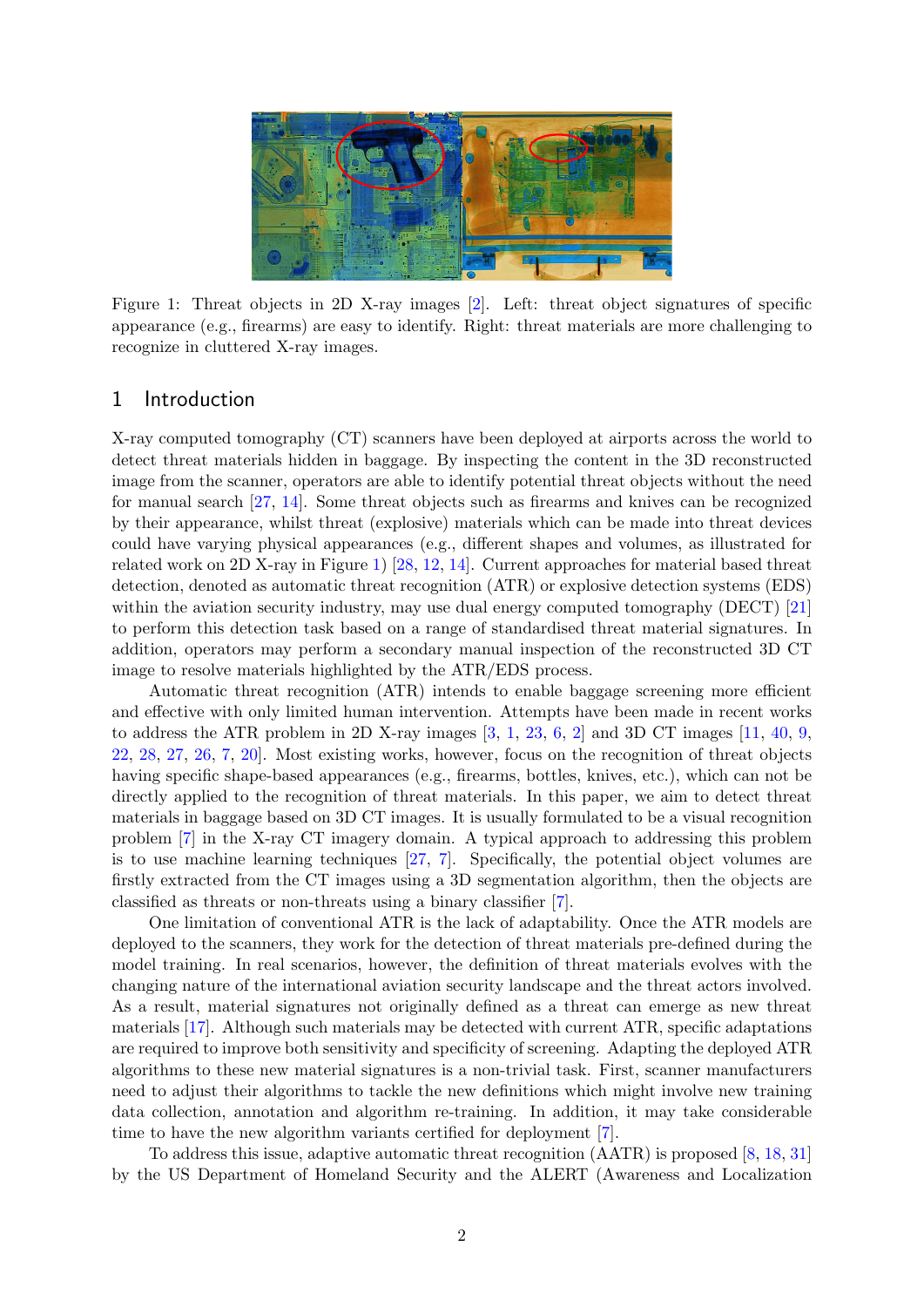Figure 1: Threat objects in 2D X-ray images [2]. Left: threat object signatures of specific appearance (e.g., firearms) are easy to identify. Right: threat materials are more challenging to recognize in cluttered X-ray images.

## 1 Introduction

X-ray computed tomography (CT) scanners have been deployed at airports across the world to detect threat materials hidden in baggage. By inspecting the content in the 3D reconstructed image from the scanner, operators are able to identify potential threat objects without the need for manual search [27, 14]. Some threat objects such as firearms and knives can be recognized by their appearance, whilst threat (explosive) materials which can be made into threat devices could have varying physical appearances (e.g., different shapes and volumes, as illustrated for related work on 2D X-ray in Figure 1) [28, 12, 14]. Current approaches for material based threat detection, denoted as automatic threat recognition (ATR) or explosive detection systems (EDS) within the aviation security industry, may use dual energy computed tomography (DECT) [21] to perform this detection task based on a range of standardised threat material signatures. In addition, operators may perform a secondary manual inspection of the reconstructed 3D CT image to resolve materials highlighted by the ATR/EDS process.

Automatic threat recognition (ATR) intends to enable baggage screening more efficient and effective with only limited human intervention. Attempts have been made in recent works to address the ATR problem in 2D X-ray images [3, 1, 23, 6, 2] and 3D CT images [11, 40, 9, 22, 28, 27, 26, 7, 20]. Most existing works, however, focus on the recognition of threat objects having specific shape-based appearances (e.g., firearms, bottles, knives, etc.), which can not be directly applied to the recognition of threat materials. In this paper, we aim to detect threat materials in baggage based on 3D CT images. It is usually formulated to be a visual recognition problem [7] in the X-ray CT imagery domain. A typical approach to addressing this problem is to use machine learning techniques [27, 7]. Specifically, the potential object volumes are firstly extracted from the CT images using a 3D segmentation algorithm, then the objects are classified as threats or non-threats using a binary classifier [7].

One limitation of conventional ATR is the lack of adaptability. Once the ATR models are deployed to the scanners, they work for the detection of threat materials pre-defined during the model training. In real scenarios, however, the definition of threat materials evolves with the changing nature of the international aviation security landscape and the threat actors involved. As a result, material signatures not originally defined as a threat can emerge as new threat materials [17]. Although such materials may be detected with current ATR, specific adaptations are required to improve both sensitivity and specificity of screening. Adapting the deployed ATR algorithms to these new material signatures is a non-trivial task. First, scanner manufacturers need to adjust their algorithms to tackle the new definitions which might involve new training data collection, annotation and algorithm re-training. In addition, it may take considerable time to have the new algorithm variants certified for deployment [7].

To address this issue, adaptive automatic threat recognition (AATR) is proposed [8, 18, 31] by the US Department of Homeland Security and the ALERT (Awareness and Localization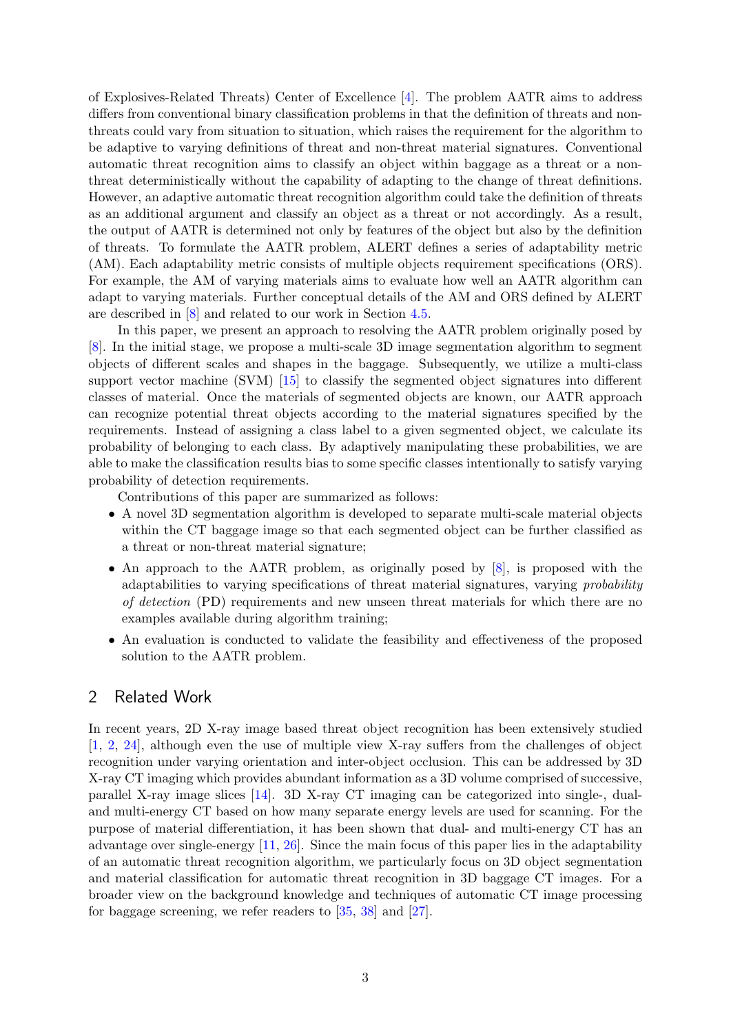of Explosives-Related Threats) Center of Excellence [4]. The problem AATR aims to address differs from conventional binary classification problems in that the definition of threats and non-threats could vary from situation to situation, which raises the requirement for the algorithm to be adaptive to varying definitions of threat and non-threat material signatures. Conventional automatic threat recognition aims to classify an object within baggage as a threat or a non-threat deterministically without the capability of adapting to the change of threat definitions. However, an adaptive automatic threat recognition algorithm could take the definition of threats as an additional argument and classify an object as a threat or not accordingly. As a result, the output of AATR is determined not only by features of the object but also by the definition of threats. To formulate the AATR problem, ALERT defines a series of adaptability metric (AM). Each adaptability metric consists of multiple objects requirement specifications (ORS). For example, the AM of varying materials aims to evaluate how well an AATR algorithm can adapt to varying materials. Further conceptual details of the AM and ORS defined by ALERT are described in [8] and related to our work in Section 4.5.

In this paper, we present an approach to resolving the AATR problem originally posed by [8]. In the initial stage, we propose a multi-scale 3D image segmentation algorithm to segment objects of different scales and shapes in the baggage. Subsequently, we utilize a multi-class support vector machine (SVM) [15] to classify the segmented object signatures into different classes of material. Once the materials of segmented objects are known, our AATR approach can recognize potential threat objects according to the material signatures specified by the requirements. Instead of assigning a class label to a given segmented object, we calculate its probability of belonging to each class. By adaptively manipulating these probabilities, we are able to make the classification results bias to some specific classes intentionally to satisfy varying probability of detection requirements.

Contributions of this paper are summarized as follows:

- A novel 3D segmentation algorithm is developed to separate multi-scale material objects within the CT baggage image so that each segmented object can be further classified as a threat or non-threat material signature;
- An approach to the AATR problem, as originally posed by [8], is proposed with the adaptabilities to varying specifications of threat material signatures, varying *probability of detection* (PD) requirements and new unseen threat materials for which there are no examples available during algorithm training;
- An evaluation is conducted to validate the feasibility and effectiveness of the proposed solution to the AATR problem.

## 2 Related Work

In recent years, 2D X-ray image based threat object recognition has been extensively studied [1, 2, 24], although even the use of multiple view X-ray suffers from the challenges of object recognition under varying orientation and inter-object occlusion. This can be addressed by 3D X-ray CT imaging which provides abundant information as a 3D volume comprised of successive, parallel X-ray image slices [14]. 3D X-ray CT imaging can be categorized into single-, dual- and multi-energy CT based on how many separate energy levels are used for scanning. For the purpose of material differentiation, it has been shown that dual- and multi-energy CT has an advantage over single-energy [11, 26]. Since the main focus of this paper lies in the adaptability of an automatic threat recognition algorithm, we particularly focus on 3D object segmentation and material classification for automatic threat recognition in 3D baggage CT images. For a broader view on the background knowledge and techniques of automatic CT image processing for baggage screening, we refer readers to [35, 38] and [27].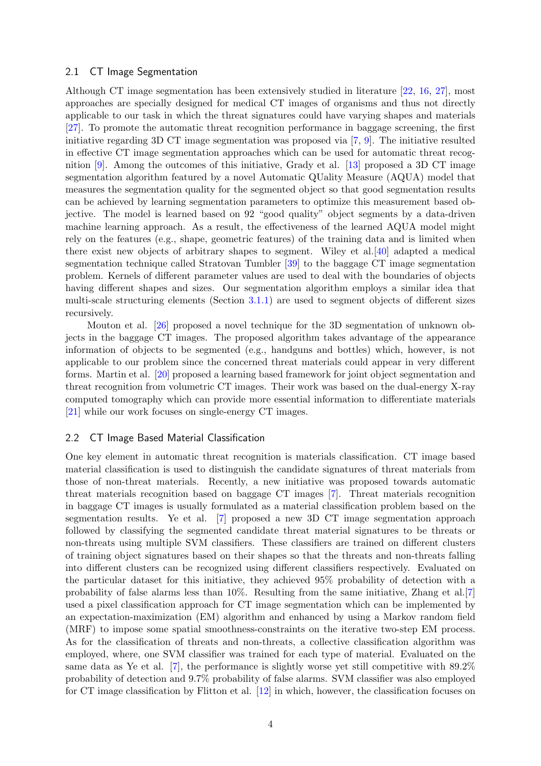### 2.1 CT Image Segmentation

Although CT image segmentation has been extensively studied in literature [22, 16, 27], most approaches are specially designed for medical CT images of organisms and thus not directly applicable to our task in which the threat signatures could have varying shapes and materials [27]. To promote the automatic threat recognition performance in baggage screening, the first initiative regarding 3D CT image segmentation was proposed via [7, 9]. The initiative resulted in effective CT image segmentation approaches which can be used for automatic threat recognition [9]. Among the outcomes of this initiative, Grady et al. [13] proposed a 3D CT image segmentation algorithm featured by a novel Automatic QUality Measure (AQUA) model that measures the segmentation quality for the segmented object so that good segmentation results can be achieved by learning segmentation parameters to optimize this measurement based objective. The model is learned based on 92 "good quality" object segments by a data-driven machine learning approach. As a result, the effectiveness of the learned AQUA model might rely on the features (e.g., shape, geometric features) of the training data and is limited when there exist new objects of arbitrary shapes to segment. Wiley et al.[40] adapted a medical segmentation technique called Stratovan Tumbler [39] to the baggage CT image segmentation problem. Kernels of different parameter values are used to deal with the boundaries of objects having different shapes and sizes. Our segmentation algorithm employs a similar idea that multi-scale structuring elements (Section 3.1.1) are used to segment objects of different sizes recursively.

Mouton et al. [26] proposed a novel technique for the 3D segmentation of unknown objects in the baggage CT images. The proposed algorithm takes advantage of the appearance information of objects to be segmented (e.g., handguns and bottles) which, however, is not applicable to our problem since the concerned threat materials could appear in very different forms. Martin et al. [20] proposed a learning based framework for joint object segmentation and threat recognition from volumetric CT images. Their work was based on the dual-energy X-ray computed tomography which can provide more essential information to differentiate materials [21] while our work focuses on single-energy CT images.

### 2.2 CT Image Based Material Classification

One key element in automatic threat recognition is materials classification. CT image based material classification is used to distinguish the candidate signatures of threat materials from those of non-threat materials. Recently, a new initiative was proposed towards automatic threat materials recognition based on baggage CT images [7]. Threat materials recognition in baggage CT images is usually formulated as a material classification problem based on the segmentation results. Ye et al. [7] proposed a new 3D CT image segmentation approach followed by classifying the segmented candidate threat material signatures to be threats or non-threats using multiple SVM classifiers. These classifiers are trained on different clusters of training object signatures based on their shapes so that the threats and non-threats falling into different clusters can be recognized using different classifiers respectively. Evaluated on the particular dataset for this initiative, they achieved 95% probability of detection with a probability of false alarms less than 10%. Resulting from the same initiative, Zhang et al.[7] used a pixel classification approach for CT image segmentation which can be implemented by an expectation-maximization (EM) algorithm and enhanced by using a Markov random field (MRF) to impose some spatial smoothness-constraints on the iterative two-step EM process. As for the classification of threats and non-threats, a collective classification algorithm was employed, where, one SVM classifier was trained for each type of material. Evaluated on the same data as Ye et al. [7], the performance is slightly worse yet still competitive with 89.2% probability of detection and 9.7% probability of false alarms. SVM classifier was also employed for CT image classification by Flitton et al. [12] in which, however, the classification focuses on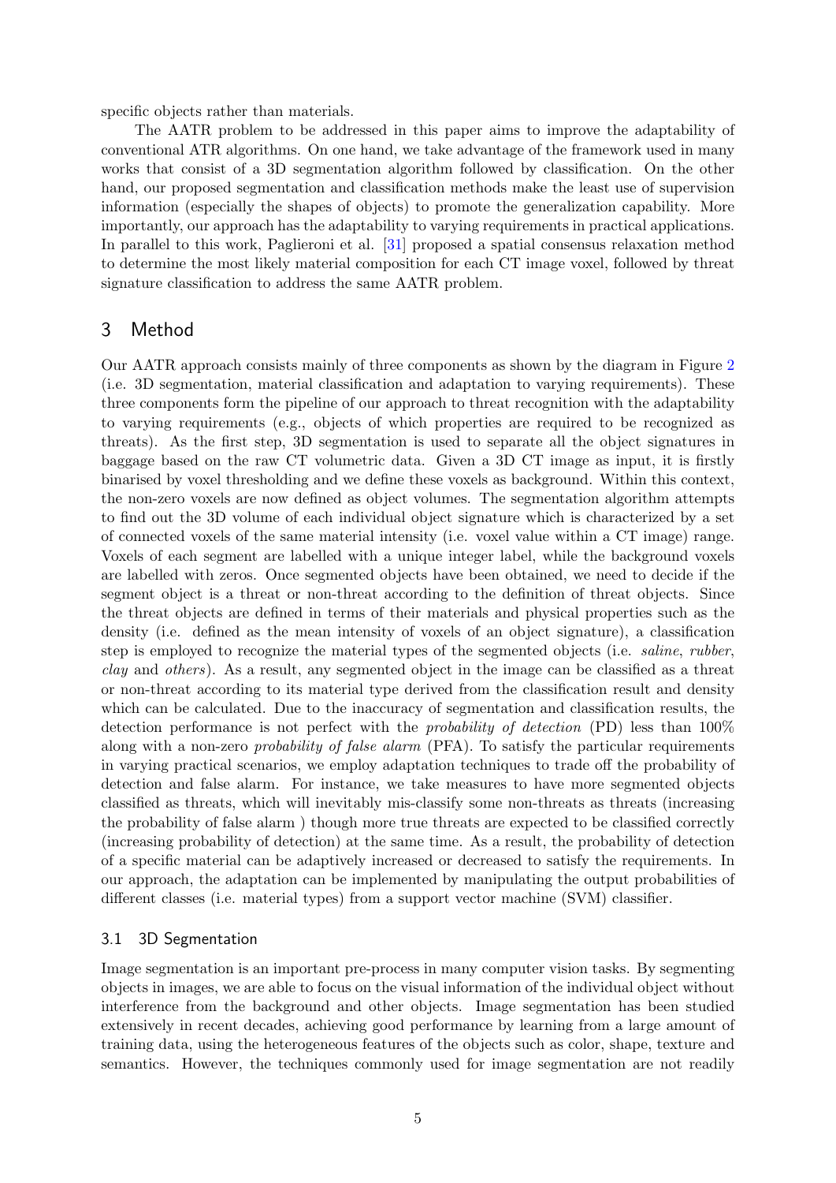specific objects rather than materials.

The AATR problem to be addressed in this paper aims to improve the adaptability of conventional ATR algorithms. On one hand, we take advantage of the framework used in many works that consist of a 3D segmentation algorithm followed by classification. On the other hand, our proposed segmentation and classification methods make the least use of supervision information (especially the shapes of objects) to promote the generalization capability. More importantly, our approach has the adaptability to varying requirements in practical applications. In parallel to this work, Paglieroni et al. [31] proposed a spatial consensus relaxation method to determine the most likely material composition for each CT image voxel, followed by threat signature classification to address the same AATR problem.

## 3 Method

Our AATR approach consists mainly of three components as shown by the diagram in Figure 2 (i.e. 3D segmentation, material classification and adaptation to varying requirements). These three components form the pipeline of our approach to threat recognition with the adaptability to varying requirements (e.g., objects of which properties are required to be recognized as threats). As the first step, 3D segmentation is used to separate all the object signatures in baggage based on the raw CT volumetric data. Given a 3D CT image as input, it is firstly binarised by voxel thresholding and we define these voxels as background. Within this context, the non-zero voxels are now defined as object volumes. The segmentation algorithm attempts to find out the 3D volume of each individual object signature which is characterized by a set of connected voxels of the same material intensity (i.e. voxel value within a CT image) range. Voxels of each segment are labelled with a unique integer label, while the background voxels are labelled with zeros. Once segmented objects have been obtained, we need to decide if the segment object is a threat or non-threat according to the definition of threat objects. Since the threat objects are defined in terms of their materials and physical properties such as the density (i.e. defined as the mean intensity of voxels of an object signature), a classification step is employed to recognize the material types of the segmented objects (i.e. *saline*, *rubber*, *clay* and *others*). As a result, any segmented object in the image can be classified as a threat or non-threat according to its material type derived from the classification result and density which can be calculated. Due to the inaccuracy of segmentation and classification results, the detection performance is not perfect with the *probability of detection* (PD) less than 100% along with a non-zero *probability of false alarm* (PFA). To satisfy the particular requirements in varying practical scenarios, we employ adaptation techniques to trade off the probability of detection and false alarm. For instance, we take measures to have more segmented objects classified as threats, which will inevitably mis-classify some non-threats as threats (increasing the probability of false alarm ) though more true threats are expected to be classified correctly (increasing probability of detection) at the same time. As a result, the probability of detection of a specific material can be adaptively increased or decreased to satisfy the requirements. In our approach, the adaptation can be implemented by manipulating the output probabilities of different classes (i.e. material types) from a support vector machine (SVM) classifier.

### 3.1 3D Segmentation

Image segmentation is an important pre-process in many computer vision tasks. By segmenting objects in images, we are able to focus on the visual information of the individual object without interference from the background and other objects. Image segmentation has been studied extensively in recent decades, achieving good performance by learning from a large amount of training data, using the heterogeneous features of the objects such as color, shape, texture and semantics. However, the techniques commonly used for image segmentation are not readily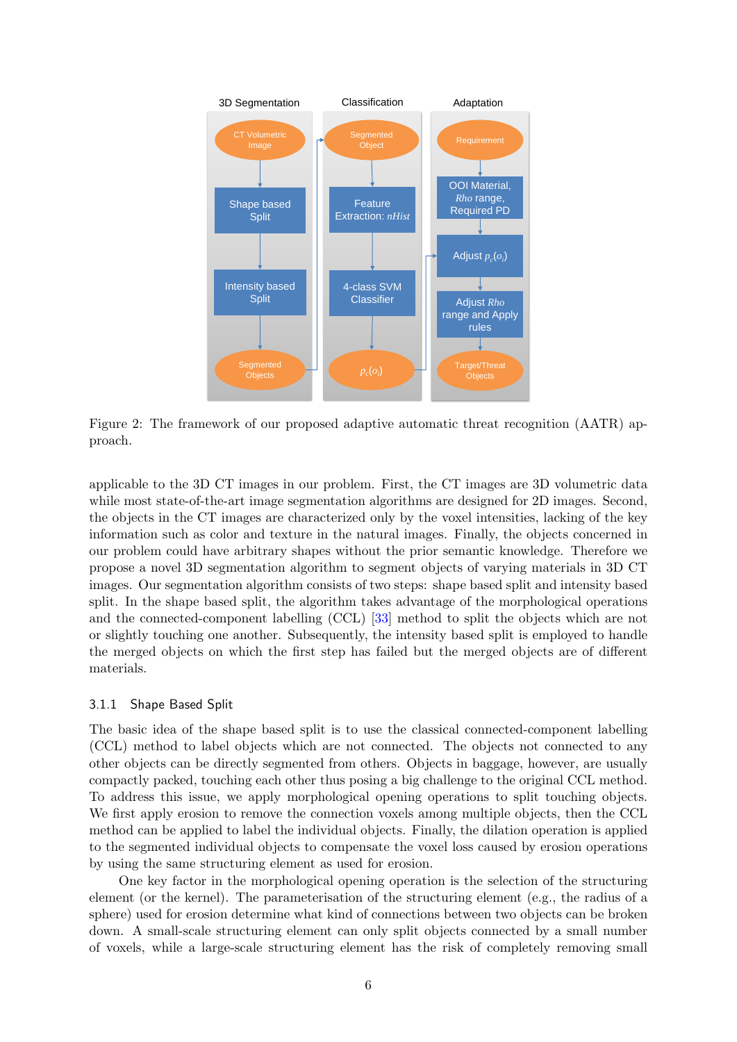Figure 2: The framework of our proposed adaptive automatic threat recognition (AATR) approach.

applicable to the 3D CT images in our problem. First, the CT images are 3D volumetric data while most state-of-the-art image segmentation algorithms are designed for 2D images. Second, the objects in the CT images are characterized only by the voxel intensities, lacking of the key information such as color and texture in the natural images. Finally, the objects concerned in our problem could have arbitrary shapes without the prior semantic knowledge. Therefore we propose a novel 3D segmentation algorithm to segment objects of varying materials in 3D CT images. Our segmentation algorithm consists of two steps: shape based split and intensity based split. In the shape based split, the algorithm takes advantage of the morphological operations and the connected-component labelling (CCL) [33] method to split the objects which are not or slightly touching one another. Subsequently, the intensity based split is employed to handle the merged objects on which the first step has failed but the merged objects are of different materials.

### 3.1.1 Shape Based Split

The basic idea of the shape based split is to use the classical connected-component labelling (CCL) method to label objects which are not connected. The objects not connected to any other objects can be directly segmented from others. Objects in baggage, however, are usually compactly packed, touching each other thus posing a big challenge to the original CCL method. To address this issue, we apply morphological opening operations to split touching objects. We first apply erosion to remove the connection voxels among multiple objects, then the CCL method can be applied to label the individual objects. Finally, the dilation operation is applied to the segmented individual objects to compensate the voxel loss caused by erosion operations by using the same structuring element as used for erosion.

One key factor in the morphological opening operation is the selection of the structuring element (or the kernel). The parameterisation of the structuring element (e.g., the radius of a sphere) used for erosion determine what kind of connections between two objects can be broken down. A small-scale structuring element can only split objects connected by a small number of voxels, while a large-scale structuring element has the risk of completely removing small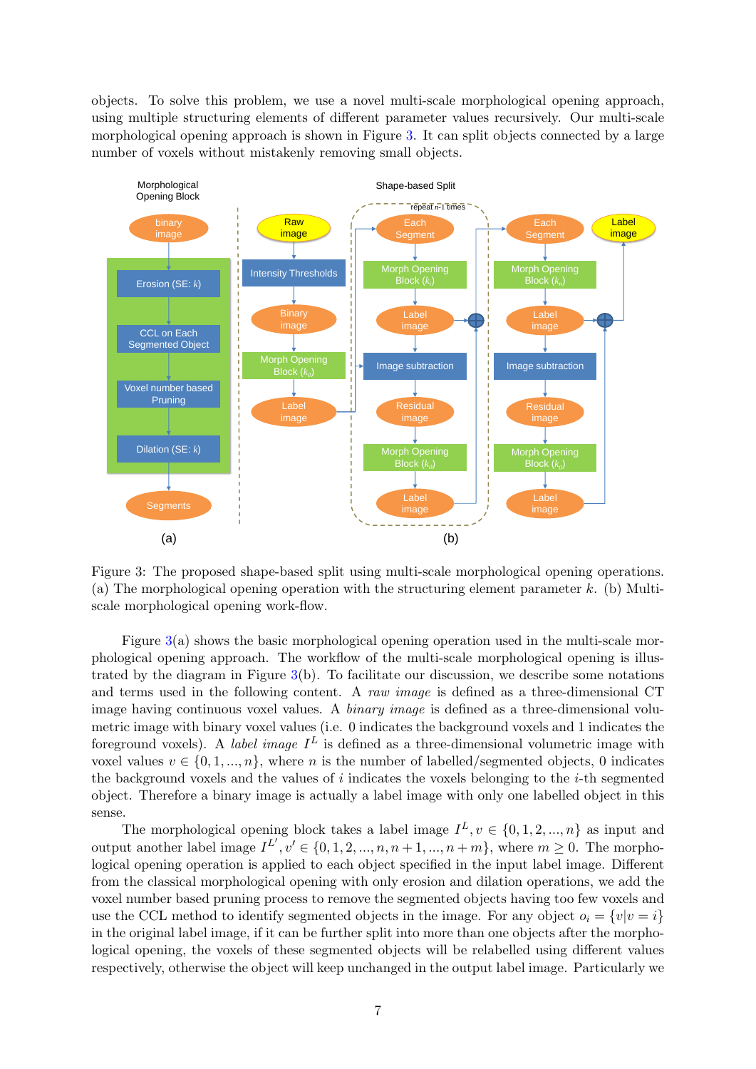objects. To solve this problem, we use a novel multi-scale morphological opening approach, using multiple structuring elements of different parameter values recursively. Our multi-scale morphological opening approach is shown in Figure 3. It can split objects connected by a large number of voxels without mistakenly removing small objects.

Figure 3: The proposed shape-based split using multi-scale morphological opening operations. (a) The morphological opening operation with the structuring element parameter $k$. (b) Multi-scale morphological opening work-flow.

Figure 3(a) shows the basic morphological opening operation used in the multi-scale morphological opening approach. The workflow of the multi-scale morphological opening is illustrated by the diagram in Figure 3(b). To facilitate our discussion, we describe some notations and terms used in the following content. A *raw image* is defined as a three-dimensional CT image having continuous voxel values. A *binary image* is defined as a three-dimensional volumetric image with binary voxel values (i.e. 0 indicates the background voxels and 1 indicates the foreground voxels). A *label image* $I^L$ is defined as a three-dimensional volumetric image with voxel values $v \in \{0, 1, ..., n\}$, where $n$ is the number of labelled/segmented objects, 0 indicates the background voxels and the values of $i$ indicates the voxels belonging to the $i$-th segmented object. Therefore a binary image is actually a label image with only one labelled object in this sense.

The morphological opening block takes a label image $I^L, v \in \{0, 1, 2, ..., n\}$ as input and output another label image $I^{L'}, v' \in \{0, 1, 2, ..., n, n + 1, ..., n + m\}$, where $m \geq 0$. The morphological opening operation is applied to each object specified in the input label image. Different from the classical morphological opening with only erosion and dilation operations, we add the voxel number based pruning process to remove the segmented objects having too few voxels and use the CCL method to identify segmented objects in the image. For any object $o_i = \{v|v = i\}$ in the original label image, if it can be further split into more than one objects after the morphological opening, the voxels of these segmented objects will be relabelled using different values respectively, otherwise the object will keep unchanged in the output label image. Particularly we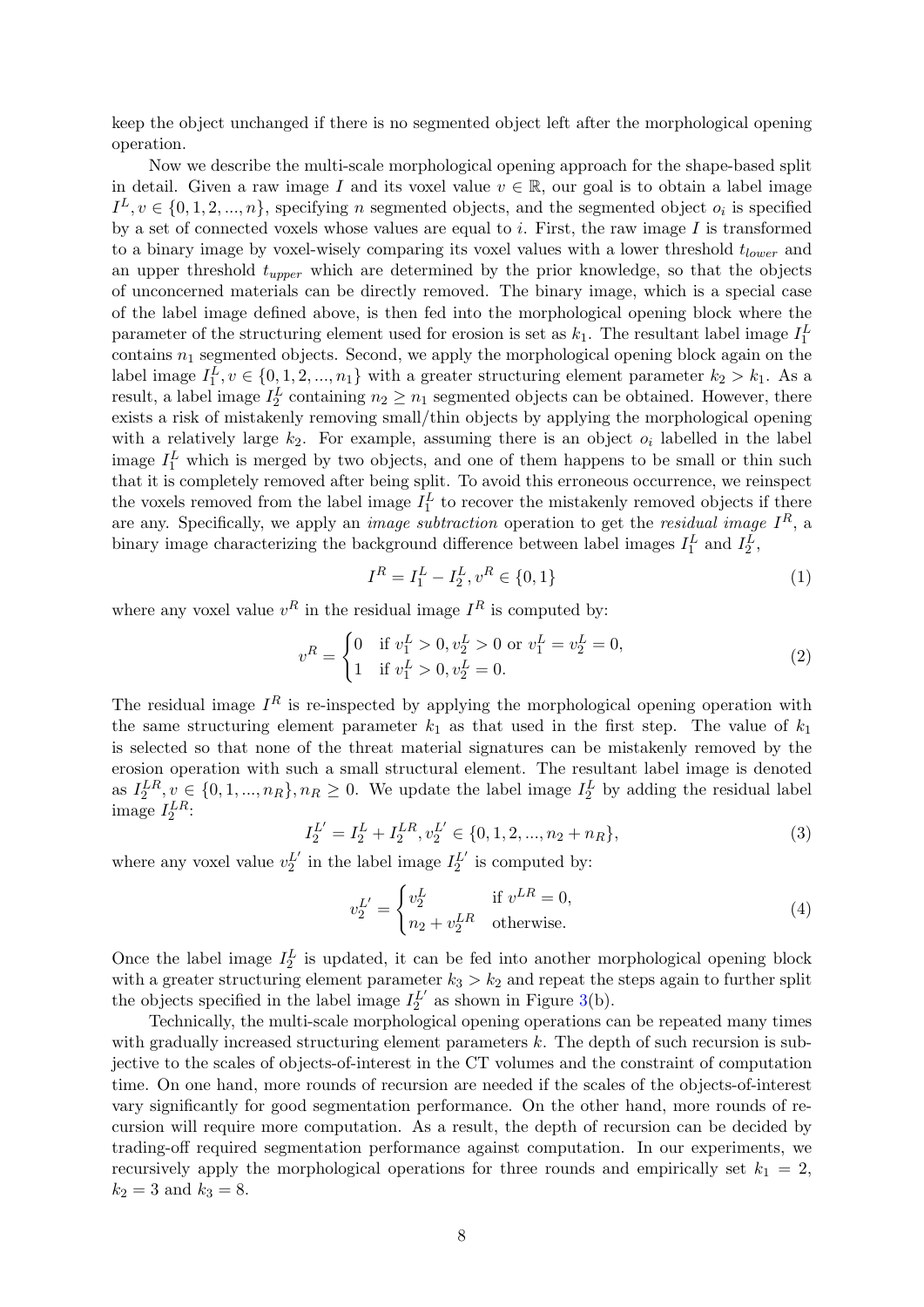keep the object unchanged if there is no segmented object left after the morphological opening operation.

Now we describe the multi-scale morphological opening approach for the shape-based split in detail. Given a raw image $I$ and its voxel value $v \in \mathbb{R}$, our goal is to obtain a label image $I^L, v \in \{0, 1, 2, ..., n\}$, specifying $n$ segmented objects, and the segmented object $o_i$ is specified by a set of connected voxels whose values are equal to $i$. First, the raw image $I$ is transformed to a binary image by voxel-wisely comparing its voxel values with a lower threshold $t_{lower}$ and an upper threshold $t_{upper}$ which are determined by the prior knowledge, so that the objects of unconcerned materials can be directly removed. The binary image, which is a special case of the label image defined above, is then fed into the morphological opening block where the parameter of the structuring element used for erosion is set as $k_1$. The resultant label image $I_1^L$ contains $n_1$ segmented objects. Second, we apply the morphological opening block again on the label image $I_1^L, v \in \{0, 1, 2, ..., n_1\}$ with a greater structuring element parameter $k_2 > k_1$. As a result, a label image $I_2^L$ containing $n_2 \geq n_1$ segmented objects can be obtained. However, there exists a risk of mistakenly removing small/thin objects by applying the morphological opening with a relatively large $k_2$. For example, assuming there is an object $o_i$ labelled in the label image $I_1^L$ which is merged by two objects, and one of them happens to be small or thin such that it is completely removed after being split. To avoid this erroneous occurrence, we reinspect the voxels removed from the label image $I_1^L$ to recover the mistakenly removed objects if there are any. Specifically, we apply an *image subtraction* operation to get the *residual image* $I^R$, a binary image characterizing the background difference between label images $I_1^L$ and $I_2^L$,

$$I^R = I_1^L - I_2^L, v^R \in \{0, 1\} \tag{1}$$

where any voxel value $v^R$ in the residual image $I^R$ is computed by:

$$v^R = \begin{cases} 0 & \text{if } v_1^L > 0, v_2^L > 0 \text{ or } v_1^L = v_2^L = 0, \\ 1 & \text{if } v_1^L > 0, v_2^L = 0. \end{cases} \tag{2}$$

The residual image $I^R$ is re-inspected by applying the morphological opening operation with the same structuring element parameter $k_1$ as that used in the first step. The value of $k_1$ is selected so that none of the threat material signatures can be mistakenly removed by the erosion operation with such a small structural element. The resultant label image is denoted as $I_2^{LR}, v \in \{0, 1, ..., n_R\}, n_R \geq 0$. We update the label image $I_2^L$ by adding the residual label image $I_2^{LR}$:

$$I_2^{L'} = I_2^L + I_2^{LR}, v_2^{L'} \in \{0, 1, 2, ..., n_2 + n_R\}, \tag{3}$$

where any voxel value $v_2^{L'}$ in the label image $I_2^{L'}$ is computed by:

$$v_2^{L'} = \begin{cases} v_2^L & \text{if } v^{LR} = 0, \\ n_2 + v_2^{LR} & \text{otherwise.} \end{cases} \tag{4}$$

Once the label image $I_2^L$ is updated, it can be fed into another morphological opening block with a greater structuring element parameter $k_3 > k_2$ and repeat the steps again to further split the objects specified in the label image $I_2^{L'}$ as shown in Figure 3(b).

Technically, the multi-scale morphological opening operations can be repeated many times with gradually increased structuring element parameters $k$. The depth of such recursion is subjective to the scales of objects-of-interest in the CT volumes and the constraint of computation time. On one hand, more rounds of recursion are needed if the scales of the objects-of-interest vary significantly for good segmentation performance. On the other hand, more rounds of recursion will require more computation. As a result, the depth of recursion can be decided by trading-off required segmentation performance against computation. In our experiments, we recursively apply the morphological operations for three rounds and empirically set $k_1 = 2$, $k_2 = 3$ and $k_3 = 8$.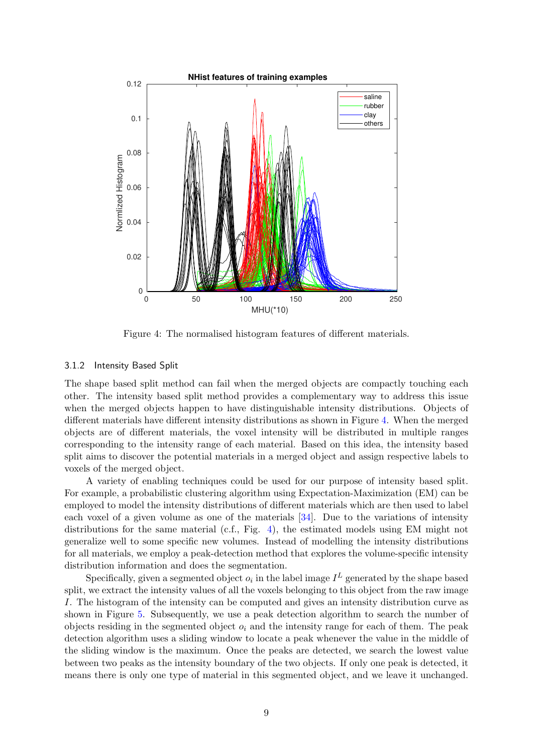Figure 4: The normalised histogram features of different materials.

### 3.1.2 Intensity Based Split

The shape based split method can fail when the merged objects are compactly touching each other. The intensity based split method provides a complementary way to address this issue when the merged objects happen to have distinguishable intensity distributions. Objects of different materials have different intensity distributions as shown in Figure 4. When the merged objects are of different materials, the voxel intensity will be distributed in multiple ranges corresponding to the intensity range of each material. Based on this idea, the intensity based split aims to discover the potential materials in a merged object and assign respective labels to voxels of the merged object.

A variety of enabling techniques could be used for our purpose of intensity based split. For example, a probabilistic clustering algorithm using Expectation-Maximization (EM) can be employed to model the intensity distributions of different materials which are then used to label each voxel of a given volume as one of the materials [34]. Due to the variations of intensity distributions for the same material (c.f., Fig. 4), the estimated models using EM might not generalize well to some specific new volumes. Instead of modelling the intensity distributions for all materials, we employ a peak-detection method that explores the volume-specific intensity distribution information and does the segmentation.

Specifically, given a segmented object $o_i$ in the label image $I^L$ generated by the shape based split, we extract the intensity values of all the voxels belonging to this object from the raw image $I$. The histogram of the intensity can be computed and gives an intensity distribution curve as shown in Figure 5. Subsequently, we use a peak detection algorithm to search the number of objects residing in the segmented object $o_i$ and the intensity range for each of them. The peak detection algorithm uses a sliding window to locate a peak whenever the value in the middle of the sliding window is the maximum. Once the peaks are detected, we search the lowest value between two peaks as the intensity boundary of the two objects. If only one peak is detected, it means there is only one type of material in this segmented object, and we leave it unchanged.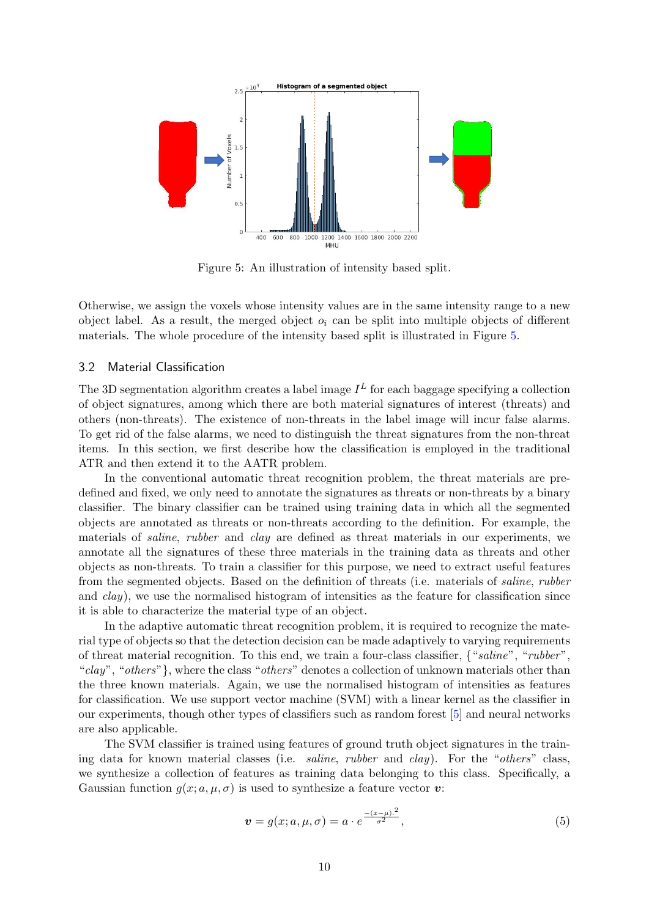Figure 5: An illustration of intensity based split.

Otherwise, we assign the voxels whose intensity values are in the same intensity range to a new object label. As a result, the merged object $o_i$ can be split into multiple objects of different materials. The whole procedure of the intensity based split is illustrated in Figure 5.

### 3.2 Material Classification

The 3D segmentation algorithm creates a label image $I^L$ for each baggage specifying a collection of object signatures, among which there are both material signatures of interest (threats) and others (non-threats). The existence of non-threats in the label image will incur false alarms. To get rid of the false alarms, we need to distinguish the threat signatures from the non-threat items. In this section, we first describe how the classification is employed in the traditional ATR and then extend it to the AATR problem.

In the conventional automatic threat recognition problem, the threat materials are predefined and fixed, we only need to annotate the signatures as threats or non-threats by a binary classifier. The binary classifier can be trained using training data in which all the segmented objects are annotated as threats or non-threats according to the definition. For example, the materials of *saline*, *rubber* and *clay* are defined as threat materials in our experiments, we annotate all the signatures of these three materials in the training data as threats and other objects as non-threats. To train a classifier for this purpose, we need to extract useful features from the segmented objects. Based on the definition of threats (i.e. materials of *saline*, *rubber* and *clay*), we use the normalised histogram of intensities as the feature for classification since it is able to characterize the material type of an object.

In the adaptive automatic threat recognition problem, it is required to recognize the material type of objects so that the detection decision can be made adaptively to varying requirements of threat material recognition. To this end, we train a four-class classifier, {"*saline*", "*rubber*", "*clay*", "*others*"}, where the class "*others*" denotes a collection of unknown materials other than the three known materials. Again, we use the normalised histogram of intensities as features for classification. We use support vector machine (SVM) with a linear kernel as the classifier in our experiments, though other types of classifiers such as random forest [5] and neural networks are also applicable.

The SVM classifier is trained using features of ground truth object signatures in the training data for known material classes (i.e. *saline*, *rubber* and *clay*). For the "*others*" class, we synthesize a collection of features as training data belonging to this class. Specifically, a Gaussian function $g(x; a, \mu, \sigma)$ is used to synthesize a feature vector $\boldsymbol{v}$:

$$\boldsymbol{v} = g(x; a, \mu, \sigma) = a \cdot e^{\frac{-(x-\mu).^2}{\sigma^2}}, \tag{5}$$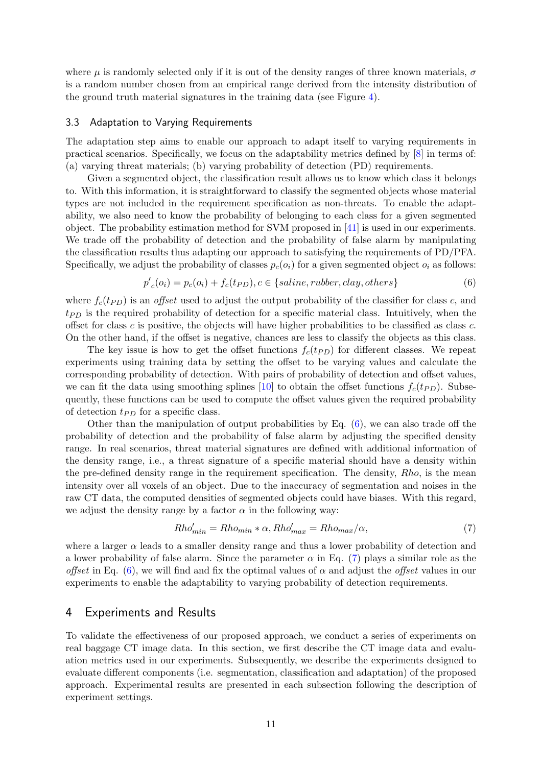where $\mu$ is randomly selected only if it is out of the density ranges of three known materials, $\sigma$ is a random number chosen from an empirical range derived from the intensity distribution of the ground truth material signatures in the training data (see Figure 4).

### 3.3 Adaptation to Varying Requirements

The adaptation step aims to enable our approach to adapt itself to varying requirements in practical scenarios. Specifically, we focus on the adaptability metrics defined by [8] in terms of: (a) varying threat materials; (b) varying probability of detection (PD) requirements.

Given a segmented object, the classification result allows us to know which class it belongs to. With this information, it is straightforward to classify the segmented objects whose material types are not included in the requirement specification as non-threats. To enable the adaptability, we also need to know the probability of belonging to each class for a given segmented object. The probability estimation method for SVM proposed in [41] is used in our experiments. We trade off the probability of detection and the probability of false alarm by manipulating the classification results thus adapting our approach to satisfying the requirements of PD/PFA. Specifically, we adjust the probability of classes $p_c(o_i)$ for a given segmented object $o_i$ as follows:

$$p'_c(o_i) = p_c(o_i) + f_c(t_{PD}), c \in \{saline, rubber, clay, others\} \tag{6}$$

where $f_c(t_{PD})$ is an *offset* used to adjust the output probability of the classifier for class $c$, and $t_{PD}$ is the required probability of detection for a specific material class. Intuitively, when the offset for class $c$ is positive, the objects will have higher probabilities to be classified as class $c$. On the other hand, if the offset is negative, chances are less to classify the objects as this class.

The key issue is how to get the offset functions $f_c(t_{PD})$ for different classes. We repeat experiments using training data by setting the offset to be varying values and calculate the corresponding probability of detection. With pairs of probability of detection and offset values, we can fit the data using smoothing splines [10] to obtain the offset functions $f_c(t_{PD})$. Subsequently, these functions can be used to compute the offset values given the required probability of detection $t_{PD}$ for a specific class.

Other than the manipulation of output probabilities by Eq. (6), we can also trade off the probability of detection and the probability of false alarm by adjusting the specified density range. In real scenarios, threat material signatures are defined with additional information of the density range, i.e., a threat signature of a specific material should have a density within the pre-defined density range in the requirement specification. The density, $Rho$, is the mean intensity over all voxels of an object. Due to the inaccuracy of segmentation and noises in the raw CT data, the computed densities of segmented objects could have biases. With this regard, we adjust the density range by a factor $\alpha$ in the following way:

$$Rho'_{min} = Rho_{min} * \alpha, Rho'_{max} = Rho_{max}/\alpha, \tag{7}$$

where a larger $\alpha$ leads to a smaller density range and thus a lower probability of detection and a lower probability of false alarm. Since the parameter $\alpha$ in Eq. (7) plays a similar role as the *offset* in Eq. (6), we will find and fix the optimal values of $\alpha$ and adjust the *offset* values in our experiments to enable the adaptability to varying probability of detection requirements.

## 4 Experiments and Results

To validate the effectiveness of our proposed approach, we conduct a series of experiments on real baggage CT image data. In this section, we first describe the CT image data and evaluation metrics used in our experiments. Subsequently, we describe the experiments designed to evaluate different components (i.e. segmentation, classification and adaptation) of the proposed approach. Experimental results are presented in each subsection following the description of experiment settings.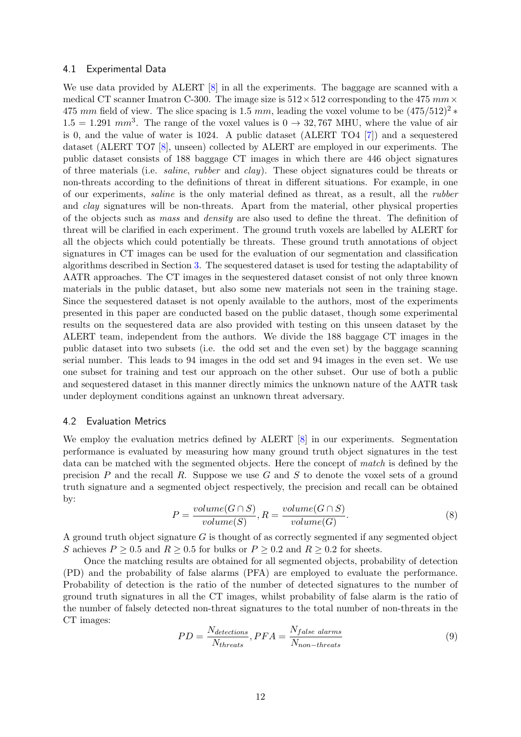### 4.1 Experimental Data

We use data provided by ALERT [8] in all the experiments. The baggage are scanned with a medical CT scanner Imatron C-300. The image size is $512 \times 512$ corresponding to the $475\ mm \times 475\ mm$ field of view. The slice spacing is $1.5\ mm$, leading the voxel volume to be $(475/512)^2 * 1.5 = 1.291\ mm^3$. The range of the voxel values is $0 \to 32,767$ MHU, where the value of air is 0, and the value of water is 1024. A public dataset (ALERT TO4 [7]) and a sequestered dataset (ALERT TO7 [8], unseen) collected by ALERT are employed in our experiments. The public dataset consists of 188 baggage CT images in which there are 446 object signatures of three materials (i.e. *saline*, *rubber* and *clay*). These object signatures could be threats or non-threats according to the definitions of threat in different situations. For example, in one of our experiments, *saline* is the only material defined as threat, as a result, all the *rubber* and *clay* signatures will be non-threats. Apart from the material, other physical properties of the objects such as *mass* and *density* are also used to define the threat. The definition of threat will be clarified in each experiment. The ground truth voxels are labelled by ALERT for all the objects which could potentially be threats. These ground truth annotations of object signatures in CT images can be used for the evaluation of our segmentation and classification algorithms described in Section 3. The sequestered dataset is used for testing the adaptability of AATR approaches. The CT images in the sequestered dataset consist of not only three known materials in the public dataset, but also some new materials not seen in the training stage. Since the sequestered dataset is not openly available to the authors, most of the experiments presented in this paper are conducted based on the public dataset, though some experimental results on the sequestered data are also provided with testing on this unseen dataset by the ALERT team, independent from the authors. We divide the 188 baggage CT images in the public dataset into two subsets (i.e. the odd set and the even set) by the baggage scanning serial number. This leads to 94 images in the odd set and 94 images in the even set. We use one subset for training and test our approach on the other subset. Our use of both a public and sequestered dataset in this manner directly mimics the unknown nature of the AATR task under deployment conditions against an unknown threat adversary.

### 4.2 Evaluation Metrics

We employ the evaluation metrics defined by ALERT [8] in our experiments. Segmentation performance is evaluated by measuring how many ground truth object signatures in the test data can be matched with the segmented objects. Here the concept of *match* is defined by the precision $P$ and the recall $R$. Suppose we use $G$ and $S$ to denote the voxel sets of a ground truth signature and a segmented object respectively, the precision and recall can be obtained by:

$$P = \frac{volume(G \cap S)}{volume(S)}, R = \frac{volume(G \cap S)}{volume(G)}. \tag{8}$$

A ground truth object signature $G$ is thought of as correctly segmented if any segmented object $S$ achieves $P \geq 0.5$ and $R \geq 0.5$ for bulks or $P \geq 0.2$ and $R \geq 0.2$ for sheets.

Once the matching results are obtained for all segmented objects, probability of detection (PD) and the probability of false alarms (PFA) are employed to evaluate the performance. Probability of detection is the ratio of the number of detected signatures to the number of ground truth signatures in all the CT images, whilst probability of false alarm is the ratio of the number of falsely detected non-threat signatures to the total number of non-threats in the CT images:

$$PD = \frac{N_{detections}}{N_{threats}}, PFA = \frac{N_{false\ alarms}}{N_{non-threats}} \tag{9}$$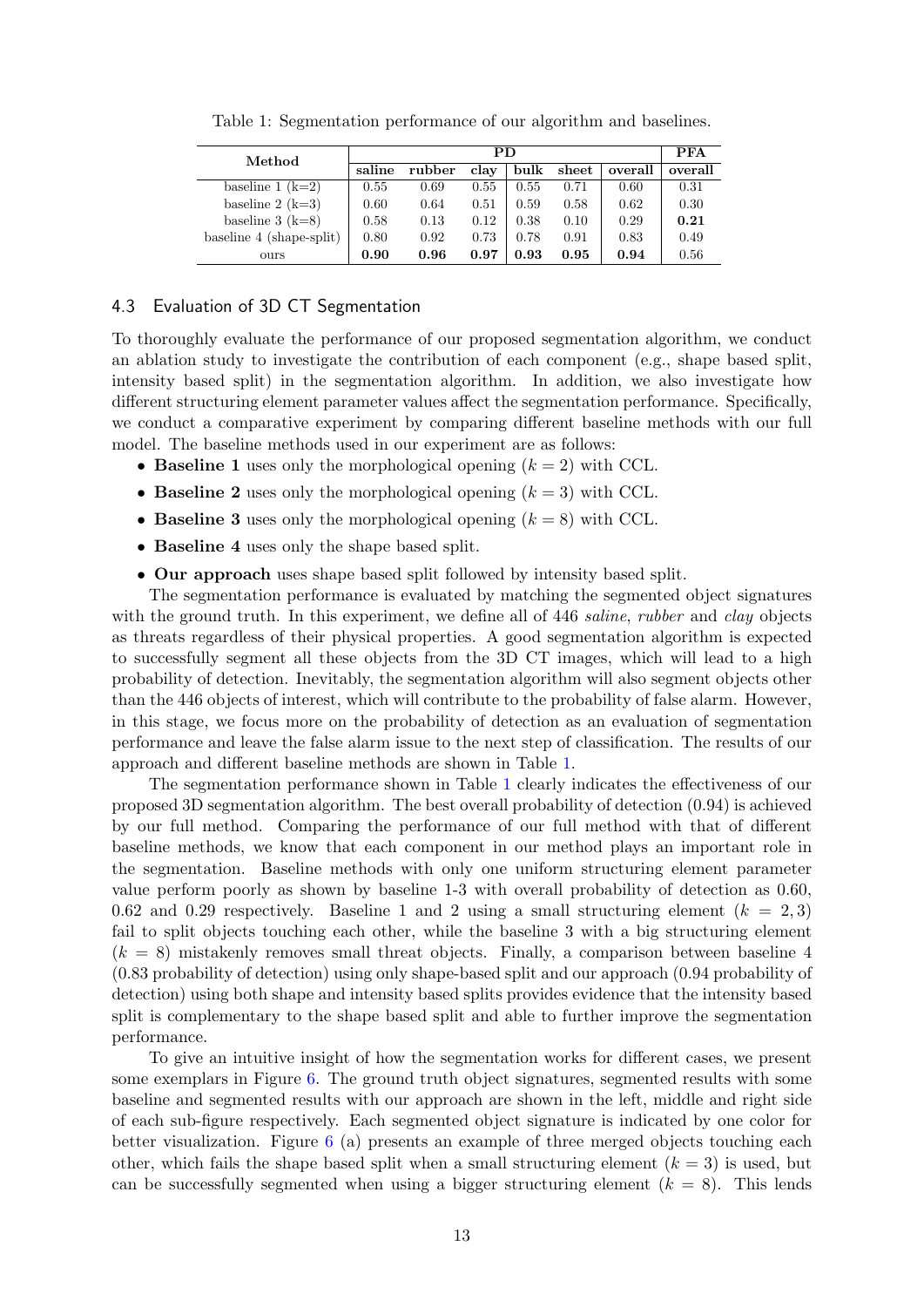Table 1: Segmentation performance of our algorithm and baselines.

| Method | PD | | | | | | PFA |
|---|---|---|---|---|---|---|---|
| | saline | rubber | clay | bulk | sheet | overall | overall |
| baseline 1 (k=2) | 0.55 | 0.69 | 0.55 | 0.55 | 0.71 | 0.60 | 0.31 |
| baseline 2 (k=3) | 0.60 | 0.64 | 0.51 | 0.59 | 0.58 | 0.62 | 0.30 |
| baseline 3 (k=8) | 0.58 | 0.13 | 0.12 | 0.38 | 0.10 | 0.29 | **0.21** |
| baseline 4 (shape-split) | 0.80 | 0.92 | 0.73 | 0.78 | 0.91 | 0.83 | 0.49 |
| ours | **0.90** | **0.96** | **0.97** | **0.93** | **0.95** | **0.94** | 0.56 |

### 4.3 Evaluation of 3D CT Segmentation

To thoroughly evaluate the performance of our proposed segmentation algorithm, we conduct an ablation study to investigate the contribution of each component (e.g., shape based split, intensity based split) in the segmentation algorithm. In addition, we also investigate how different structuring element parameter values affect the segmentation performance. Specifically, we conduct a comparative experiment by comparing different baseline methods with our full model. The baseline methods used in our experiment are as follows:

- **Baseline 1** uses only the morphological opening ($k = 2$) with CCL.
- **Baseline 2** uses only the morphological opening ($k = 3$) with CCL.
- **Baseline 3** uses only the morphological opening ($k = 8$) with CCL.
- **Baseline 4** uses only the shape based split.
- **Our approach** uses shape based split followed by intensity based split.

The segmentation performance is evaluated by matching the segmented object signatures with the ground truth. In this experiment, we define all of 446 *saline*, *rubber* and *clay* objects as threats regardless of their physical properties. A good segmentation algorithm is expected to successfully segment all these objects from the 3D CT images, which will lead to a high probability of detection. Inevitably, the segmentation algorithm will also segment objects other than the 446 objects of interest, which will contribute to the probability of false alarm. However, in this stage, we focus more on the probability of detection as an evaluation of segmentation performance and leave the false alarm issue to the next step of classification. The results of our approach and different baseline methods are shown in Table 1.

The segmentation performance shown in Table 1 clearly indicates the effectiveness of our proposed 3D segmentation algorithm. The best overall probability of detection (0.94) is achieved by our full method. Comparing the performance of our full method with that of different baseline methods, we know that each component in our method plays an important role in the segmentation. Baseline methods with only one uniform structuring element parameter value perform poorly as shown by baseline 1-3 with overall probability of detection as 0.60, 0.62 and 0.29 respectively. Baseline 1 and 2 using a small structuring element ($k = 2, 3$) fail to split objects touching each other, while the baseline 3 with a big structuring element ($k = 8$) mistakenly removes small threat objects. Finally, a comparison between baseline 4 (0.83 probability of detection) using only shape-based split and our approach (0.94 probability of detection) using both shape and intensity based splits provides evidence that the intensity based split is complementary to the shape based split and able to further improve the segmentation performance.

To give an intuitive insight of how the segmentation works for different cases, we present some exemplars in Figure 6. The ground truth object signatures, segmented results with some baseline and segmented results with our approach are shown in the left, middle and right side of each sub-figure respectively. Each segmented object signature is indicated by one color for better visualization. Figure 6 (a) presents an example of three merged objects touching each other, which fails the shape based split when a small structuring element ($k = 3$) is used, but can be successfully segmented when using a bigger structuring element ($k = 8$). This lends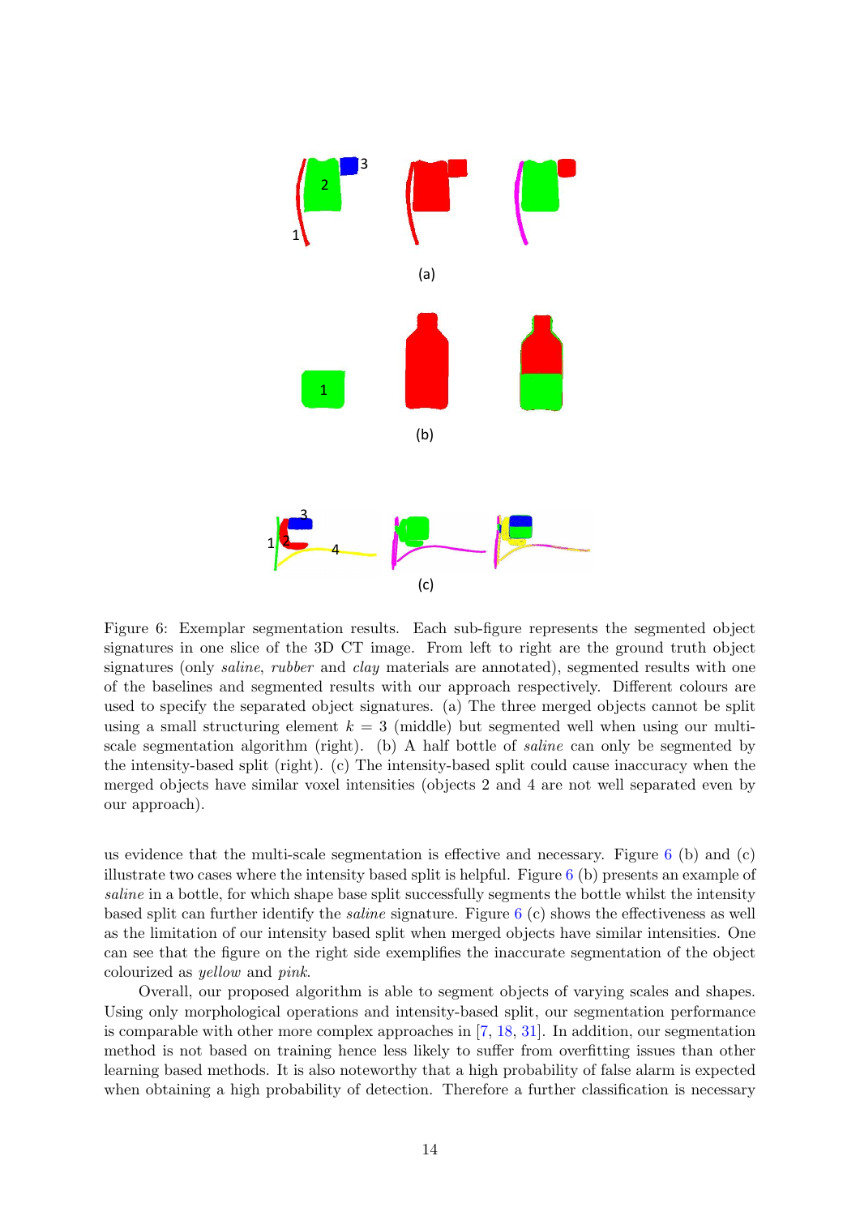Figure 6: Exemplar segmentation results. Each sub-figure represents the segmented object signatures in one slice of the 3D CT image. From left to right are the ground truth object signatures (only *saline*, *rubber* and *clay* materials are annotated), segmented results with one of the baselines and segmented results with our approach respectively. Different colours are used to specify the separated object signatures. (a) The three merged objects cannot be split using a small structuring element $k = 3$ (middle) but segmented well when using our multi-scale segmentation algorithm (right). (b) A half bottle of *saline* can only be segmented by the intensity-based split (right). (c) The intensity-based split could cause inaccuracy when the merged objects have similar voxel intensities (objects 2 and 4 are not well separated even by our approach).

us evidence that the multi-scale segmentation is effective and necessary. Figure 6 (b) and (c) illustrate two cases where the intensity based split is helpful. Figure 6 (b) presents an example of *saline* in a bottle, for which shape base split successfully segments the bottle whilst the intensity based split can further identify the *saline* signature. Figure 6 (c) shows the effectiveness as well as the limitation of our intensity based split when merged objects have similar intensities. One can see that the figure on the right side exemplifies the inaccurate segmentation of the object colourized as *yellow* and *pink*.

Overall, our proposed algorithm is able to segment objects of varying scales and shapes. Using only morphological operations and intensity-based split, our segmentation performance is comparable with other more complex approaches in [7, 18, 31]. In addition, our segmentation method is not based on training hence less likely to suffer from overfitting issues than other learning based methods. It is also noteworthy that a high probability of false alarm is expected when obtaining a high probability of detection. Therefore a further classification is necessary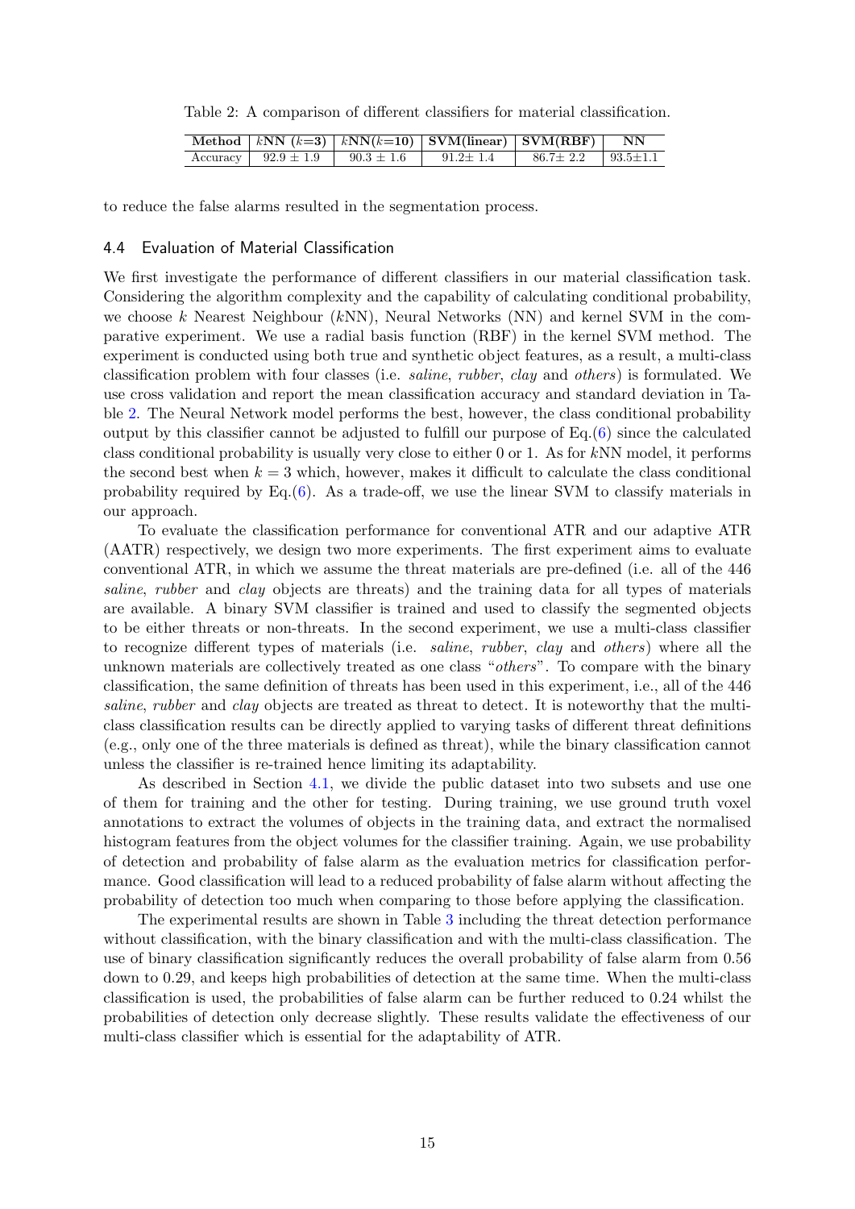Table 2: A comparison of different classifiers for material classification.

| Method | $k$NN ($k$=3) | $k$NN($k$=10) | SVM(linear) | SVM(RBF) | NN |
|---|---|---|---|---|---|
| Accuracy | $92.9 \pm 1.9$ | $90.3 \pm 1.6$ | $91.2 \pm 1.4$ | $86.7 \pm 2.2$ | $93.5 \pm 1.1$ |

to reduce the false alarms resulted in the segmentation process.

### 4.4 Evaluation of Material Classification

We first investigate the performance of different classifiers in our material classification task. Considering the algorithm complexity and the capability of calculating conditional probability, we choose $k$ Nearest Neighbour ($k$NN), Neural Networks (NN) and kernel SVM in the comparative experiment. We use a radial basis function (RBF) in the kernel SVM method. The experiment is conducted using both true and synthetic object features, as a result, a multi-class classification problem with four classes (i.e. *saline*, *rubber*, *clay* and *others*) is formulated. We use cross validation and report the mean classification accuracy and standard deviation in Table 2. The Neural Network model performs the best, however, the class conditional probability output by this classifier cannot be adjusted to fulfill our purpose of Eq.(6) since the calculated class conditional probability is usually very close to either 0 or 1. As for $k$NN model, it performs the second best when $k = 3$ which, however, makes it difficult to calculate the class conditional probability required by Eq.(6). As a trade-off, we use the linear SVM to classify materials in our approach.

To evaluate the classification performance for conventional ATR and our adaptive ATR (AATR) respectively, we design two more experiments. The first experiment aims to evaluate conventional ATR, in which we assume the threat materials are pre-defined (i.e. all of the 446 *saline*, *rubber* and *clay* objects are threats) and the training data for all types of materials are available. A binary SVM classifier is trained and used to classify the segmented objects to be either threats or non-threats. In the second experiment, we use a multi-class classifier to recognize different types of materials (i.e. *saline*, *rubber*, *clay* and *others*) where all the unknown materials are collectively treated as one class "*others*". To compare with the binary classification, the same definition of threats has been used in this experiment, i.e., all of the 446 *saline*, *rubber* and *clay* objects are treated as threat to detect. It is noteworthy that the multi-class classification results can be directly applied to varying tasks of different threat definitions (e.g., only one of the three materials is defined as threat), while the binary classification cannot unless the classifier is re-trained hence limiting its adaptability.

As described in Section 4.1, we divide the public dataset into two subsets and use one of them for training and the other for testing. During training, we use ground truth voxel annotations to extract the volumes of objects in the training data, and extract the normalised histogram features from the object volumes for the classifier training. Again, we use probability of detection and probability of false alarm as the evaluation metrics for classification performance. Good classification will lead to a reduced probability of false alarm without affecting the probability of detection too much when comparing to those before applying the classification.

The experimental results are shown in Table 3 including the threat detection performance without classification, with the binary classification and with the multi-class classification. The use of binary classification significantly reduces the overall probability of false alarm from 0.56 down to 0.29, and keeps high probabilities of detection at the same time. When the multi-class classification is used, the probabilities of false alarm can be further reduced to 0.24 whilst the probabilities of detection only decrease slightly. These results validate the effectiveness of our multi-class classifier which is essential for the adaptability of ATR.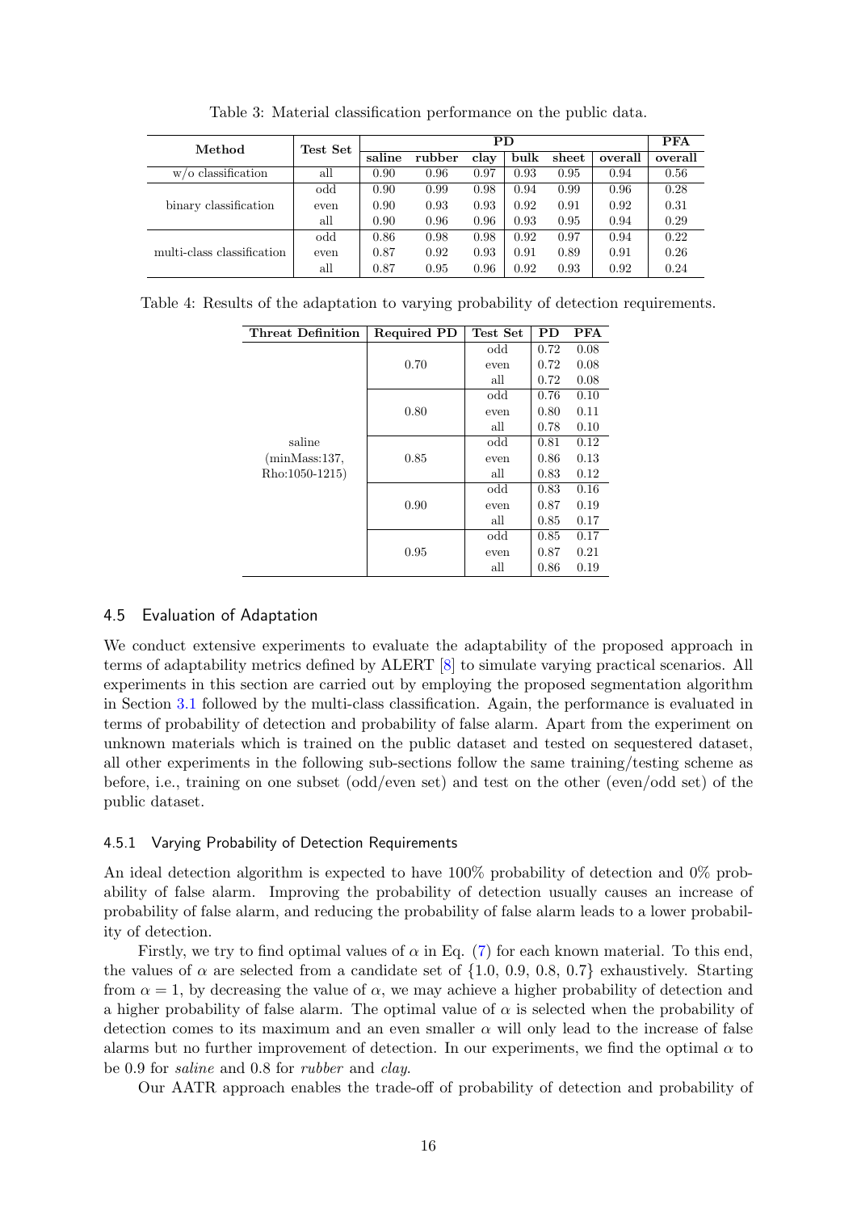Table 3: Material classification performance on the public data.

| Method | Test Set | PD | | | | | | PFA |
|---|---|---|---|---|---|---|---|---|
| | | saline | rubber | clay | bulk | sheet | overall | overall |
| w/o classification | all | 0.90 | 0.96 | 0.97 | 0.93 | 0.95 | 0.94 | 0.56 |
| binary classification | odd | 0.90 | 0.99 | 0.98 | 0.94 | 0.99 | 0.96 | 0.28 |
| | even | 0.90 | 0.93 | 0.93 | 0.92 | 0.91 | 0.92 | 0.31 |
| | all | 0.90 | 0.96 | 0.96 | 0.93 | 0.95 | 0.94 | 0.29 |
| multi-class classification | odd | 0.86 | 0.98 | 0.98 | 0.92 | 0.97 | 0.94 | 0.22 |
| | even | 0.87 | 0.92 | 0.93 | 0.91 | 0.89 | 0.91 | 0.26 |
| | all | 0.87 | 0.95 | 0.96 | 0.92 | 0.93 | 0.92 | 0.24 |

Table 4: Results of the adaptation to varying probability of detection requirements.

| Threat Definition | Required PD | Test Set | PD | PFA |
|---|---|---|---|---|
| saline (minMass:137, Rho:1050-1215) | 0.70 | odd | 0.72 | 0.08 |
| | | even | 0.72 | 0.08 |
| | | all | 0.72 | 0.08 |
| | 0.80 | odd | 0.76 | 0.10 |
| | | even | 0.80 | 0.11 |
| | | all | 0.78 | 0.10 |
| | 0.85 | odd | 0.81 | 0.12 |
| | | even | 0.86 | 0.13 |
| | | all | 0.83 | 0.12 |
| | 0.90 | odd | 0.83 | 0.16 |
| | | even | 0.87 | 0.19 |
| | | all | 0.85 | 0.17 |
| | 0.95 | odd | 0.85 | 0.17 |
| | | even | 0.87 | 0.21 |
| | | all | 0.86 | 0.19 |

### 4.5 Evaluation of Adaptation

We conduct extensive experiments to evaluate the adaptability of the proposed approach in terms of adaptability metrics defined by ALERT [8] to simulate varying practical scenarios. All experiments in this section are carried out by employing the proposed segmentation algorithm in Section 3.1 followed by the multi-class classification. Again, the performance is evaluated in terms of probability of detection and probability of false alarm. Apart from the experiment on unknown materials which is trained on the public dataset and tested on sequestered dataset, all other experiments in the following sub-sections follow the same training/testing scheme as before, i.e., training on one subset (odd/even set) and test on the other (even/odd set) of the public dataset.

#### 4.5.1 Varying Probability of Detection Requirements

An ideal detection algorithm is expected to have 100% probability of detection and 0% probability of false alarm. Improving the probability of detection usually causes an increase of probability of false alarm, and reducing the probability of false alarm leads to a lower probability of detection.

Firstly, we try to find optimal values of $\alpha$ in Eq. (7) for each known material. To this end, the values of $\alpha$ are selected from a candidate set of $\{1.0, 0.9, 0.8, 0.7\}$ exhaustively. Starting from $\alpha = 1$, by decreasing the value of $\alpha$, we may achieve a higher probability of detection and a higher probability of false alarm. The optimal value of $\alpha$ is selected when the probability of detection comes to its maximum and an even smaller $\alpha$ will only lead to the increase of false alarms but no further improvement of detection. In our experiments, we find the optimal $\alpha$ to be 0.9 for *saline* and 0.8 for *rubber* and *clay*.

Our AATR approach enables the trade-off of probability of detection and probability of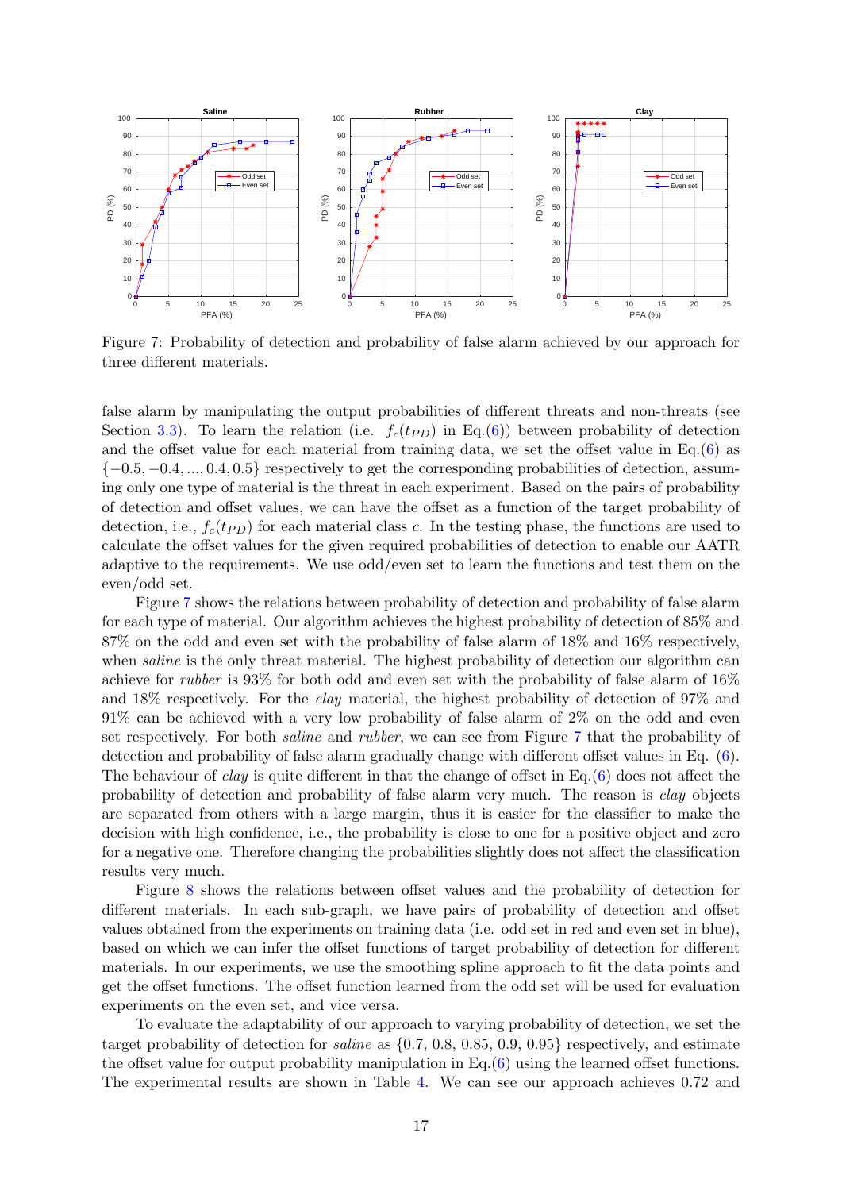Figure 7: Probability of detection and probability of false alarm achieved by our approach for three different materials.

false alarm by manipulating the output probabilities of different threats and non-threats (see Section 3.3). To learn the relation (i.e. $f_c(t_{PD})$ in Eq.(6)) between probability of detection and the offset value for each material from training data, we set the offset value in Eq.(6) as $\{-0.5, -0.4, ..., 0.4, 0.5\}$ respectively to get the corresponding probabilities of detection, assuming only one type of material is the threat in each experiment. Based on the pairs of probability of detection and offset values, we can have the offset as a function of the target probability of detection, i.e., $f_c(t_{PD})$ for each material class $c$. In the testing phase, the functions are used to calculate the offset values for the given required probabilities of detection to enable our AATR adaptive to the requirements. We use odd/even set to learn the functions and test them on the even/odd set.

Figure 7 shows the relations between probability of detection and probability of false alarm for each type of material. Our algorithm achieves the highest probability of detection of 85% and 87% on the odd and even set with the probability of false alarm of 18% and 16% respectively, when *saline* is the only threat material. The highest probability of detection our algorithm can achieve for *rubber* is 93% for both odd and even set with the probability of false alarm of 16% and 18% respectively. For the *clay* material, the highest probability of detection of 97% and 91% can be achieved with a very low probability of false alarm of 2% on the odd and even set respectively. For both *saline* and *rubber*, we can see from Figure 7 that the probability of detection and probability of false alarm gradually change with different offset values in Eq. (6). The behaviour of *clay* is quite different in that the change of offset in Eq.(6) does not affect the probability of detection and probability of false alarm very much. The reason is *clay* objects are separated from others with a large margin, thus it is easier for the classifier to make the decision with high confidence, i.e., the probability is close to one for a positive object and zero for a negative one. Therefore changing the probabilities slightly does not affect the classification results very much.

Figure 8 shows the relations between offset values and the probability of detection for different materials. In each sub-graph, we have pairs of probability of detection and offset values obtained from the experiments on training data (i.e. odd set in red and even set in blue), based on which we can infer the offset functions of target probability of detection for different materials. In our experiments, we use the smoothing spline approach to fit the data points and get the offset functions. The offset function learned from the odd set will be used for evaluation experiments on the even set, and vice versa.

To evaluate the adaptability of our approach to varying probability of detection, we set the target probability of detection for *saline* as $\{0.7, 0.8, 0.85, 0.9, 0.95\}$ respectively, and estimate the offset value for output probability manipulation in Eq.(6) using the learned offset functions. The experimental results are shown in Table 4. We can see our approach achieves 0.72 and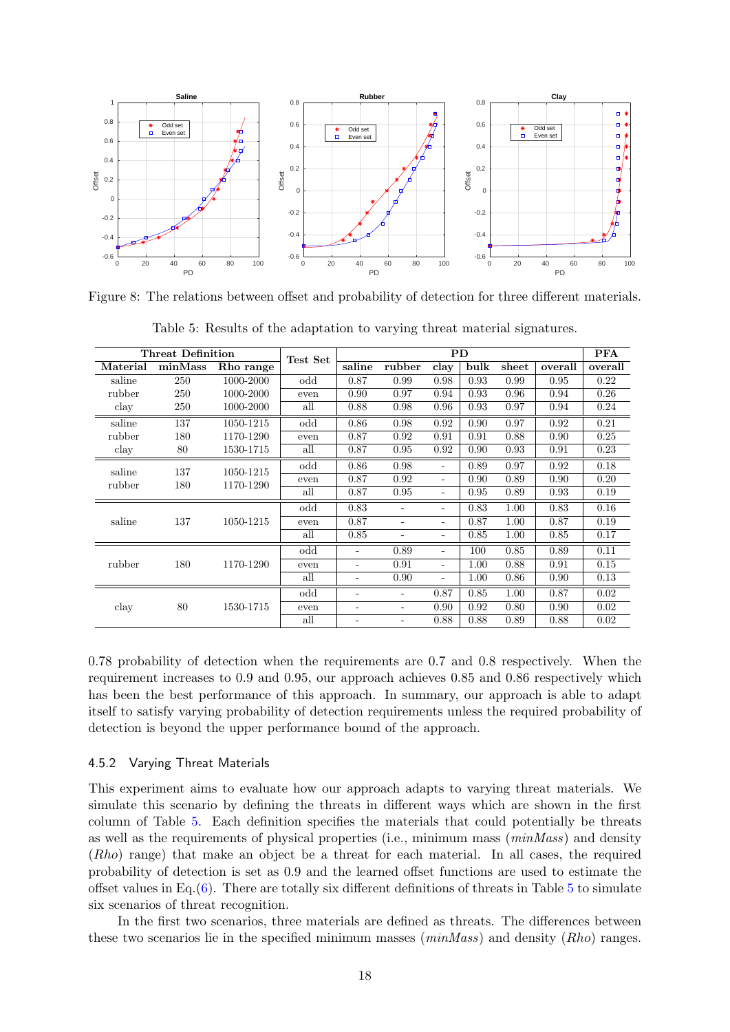Figure 8: The relations between offset and probability of detection for three different materials.

Table 5: Results of the adaptation to varying threat material signatures.

| Threat Definition | | | Test Set | PD | | | | | | PFA |
|---|---|---|---|---|---|---|---|---|---|---|
| Material | minMass | Rho range | | saline | rubber | clay | bulk | sheet | overall | overall |
| saline | 250 | 1000-2000 | odd | 0.87 | 0.99 | 0.98 | 0.93 | 0.99 | 0.95 | 0.22 |
| rubber | 250 | 1000-2000 | even | 0.90 | 0.97 | 0.94 | 0.93 | 0.96 | 0.94 | 0.26 |
| clay | 250 | 1000-2000 | all | 0.88 | 0.98 | 0.96 | 0.93 | 0.97 | 0.94 | 0.24 |
| saline | 137 | 1050-1215 | odd | 0.86 | 0.98 | 0.92 | 0.90 | 0.97 | 0.92 | 0.21 |
| rubber | 180 | 1170-1290 | even | 0.87 | 0.92 | 0.91 | 0.91 | 0.88 | 0.90 | 0.25 |
| clay | 80 | 1530-1715 | all | 0.87 | 0.95 | 0.92 | 0.90 | 0.93 | 0.91 | 0.23 |
| saline rubber | 137 180 | 1050-1215 1170-1290 | odd | 0.86 | 0.98 | - | 0.89 | 0.97 | 0.92 | 0.18 |
| | | | even | 0.87 | 0.92 | - | 0.90 | 0.89 | 0.90 | 0.20 |
| | | | all | 0.87 | 0.95 | - | 0.95 | 0.89 | 0.93 | 0.19 |
| saline | 137 | 1050-1215 | odd | 0.83 | - | - | 0.83 | 1.00 | 0.83 | 0.16 |
| | | | even | 0.87 | - | - | 0.87 | 1.00 | 0.87 | 0.19 |
| | | | all | 0.85 | - | - | 0.85 | 1.00 | 0.85 | 0.17 |
| rubber | 180 | 1170-1290 | odd | - | 0.89 | - | 100 | 0.85 | 0.89 | 0.11 |
| | | | even | - | 0.91 | - | 1.00 | 0.88 | 0.91 | 0.15 |
| | | | all | - | 0.90 | - | 1.00 | 0.86 | 0.90 | 0.13 |
| clay | 80 | 1530-1715 | odd | - | - | 0.87 | 0.85 | 1.00 | 0.87 | 0.02 |
| | | | even | - | - | 0.90 | 0.92 | 0.80 | 0.90 | 0.02 |
| | | | all | - | - | 0.88 | 0.88 | 0.89 | 0.88 | 0.02 |

0.78 probability of detection when the requirements are 0.7 and 0.8 respectively. When the requirement increases to 0.9 and 0.95, our approach achieves 0.85 and 0.86 respectively which has been the best performance of this approach. In summary, our approach is able to adapt itself to satisfy varying probability of detection requirements unless the required probability of detection is beyond the upper performance bound of the approach.

### 4.5.2 Varying Threat Materials

This experiment aims to evaluate how our approach adapts to varying threat materials. We simulate this scenario by defining the threats in different ways which are shown in the first column of Table 5. Each definition specifies the materials that could potentially be threats as well as the requirements of physical properties (i.e., minimum mass (*minMass*) and density (*Rho*) range) that make an object be a threat for each material. In all cases, the required probability of detection is set as 0.9 and the learned offset functions are used to estimate the offset values in Eq.(6). There are totally six different definitions of threats in Table 5 to simulate six scenarios of threat recognition.

In the first two scenarios, three materials are defined as threats. The differences between these two scenarios lie in the specified minimum masses (*minMass*) and density (*Rho*) ranges.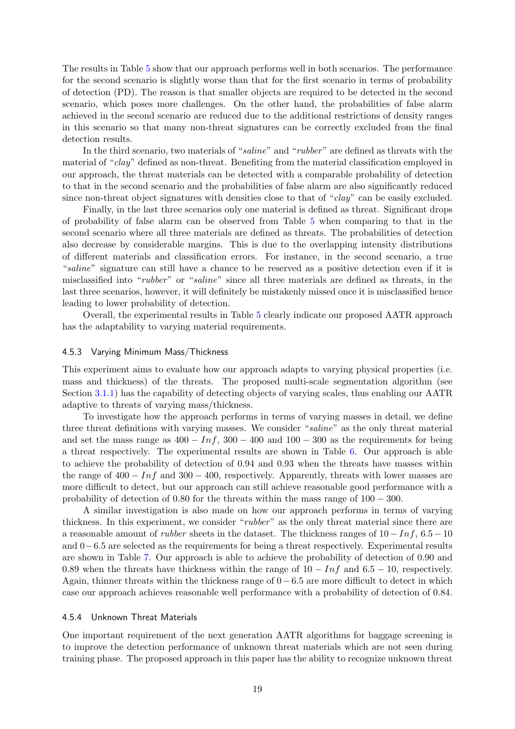The results in Table 5 show that our approach performs well in both scenarios. The performance for the second scenario is slightly worse than that for the first scenario in terms of probability of detection (PD). The reason is that smaller objects are required to be detected in the second scenario, which poses more challenges. On the other hand, the probabilities of false alarm achieved in the second scenario are reduced due to the additional restrictions of density ranges in this scenario so that many non-threat signatures can be correctly excluded from the final detection results.

In the third scenario, two materials of "*saline*" and "*rubber*" are defined as threats with the material of "*clay*" defined as non-threat. Benefiting from the material classification employed in our approach, the threat materials can be detected with a comparable probability of detection to that in the second scenario and the probabilities of false alarm are also significantly reduced since non-threat object signatures with densities close to that of "*clay*" can be easily excluded.

Finally, in the last three scenarios only one material is defined as threat. Significant drops of probability of false alarm can be observed from Table 5 when comparing to that in the second scenario where all three materials are defined as threats. The probabilities of detection also decrease by considerable margins. This is due to the overlapping intensity distributions of different materials and classification errors. For instance, in the second scenario, a true "*saline*" signature can still have a chance to be reserved as a positive detection even if it is misclassified into "*rubber*" or "*saline*" since all three materials are defined as threats, in the last three scenarios, however, it will definitely be mistakenly missed once it is misclassified hence leading to lower probability of detection.

Overall, the experimental results in Table 5 clearly indicate our proposed AATR approach has the adaptability to varying material requirements.

### 4.5.3 Varying Minimum Mass/Thickness

This experiment aims to evaluate how our approach adapts to varying physical properties (i.e. mass and thickness) of the threats. The proposed multi-scale segmentation algorithm (see Section 3.1.1) has the capability of detecting objects of varying scales, thus enabling our AATR adaptive to threats of varying mass/thickness.

To investigate how the approach performs in terms of varying masses in detail, we define three threat definitions with varying masses. We consider "*saline*" as the only threat material and set the mass range as $400 - Inf$, $300 - 400$ and $100 - 300$ as the requirements for being a threat respectively. The experimental results are shown in Table 6. Our approach is able to achieve the probability of detection of 0.94 and 0.93 when the threats have masses within the range of $400 - Inf$ and $300 - 400$, respectively. Apparently, threats with lower masses are more difficult to detect, but our approach can still achieve reasonable good performance with a probability of detection of 0.80 for the threats within the mass range of $100 - 300$.

A similar investigation is also made on how our approach performs in terms of varying thickness. In this experiment, we consider "*rubber*" as the only threat material since there are a reasonable amount of *rubber* sheets in the dataset. The thickness ranges of $10 - Inf$, $6.5 - 10$ and $0 - 6.5$ are selected as the requirements for being a threat respectively. Experimental results are shown in Table 7. Our approach is able to achieve the probability of detection of 0.90 and 0.89 when the threats have thickness within the range of $10 - Inf$ and $6.5 - 10$, respectively. Again, thinner threats within the thickness range of $0 - 6.5$ are more difficult to detect in which case our approach achieves reasonable well performance with a probability of detection of 0.84.

### 4.5.4 Unknown Threat Materials

One important requirement of the next generation AATR algorithms for baggage screening is to improve the detection performance of unknown threat materials which are not seen during training phase. The proposed approach in this paper has the ability to recognize unknown threat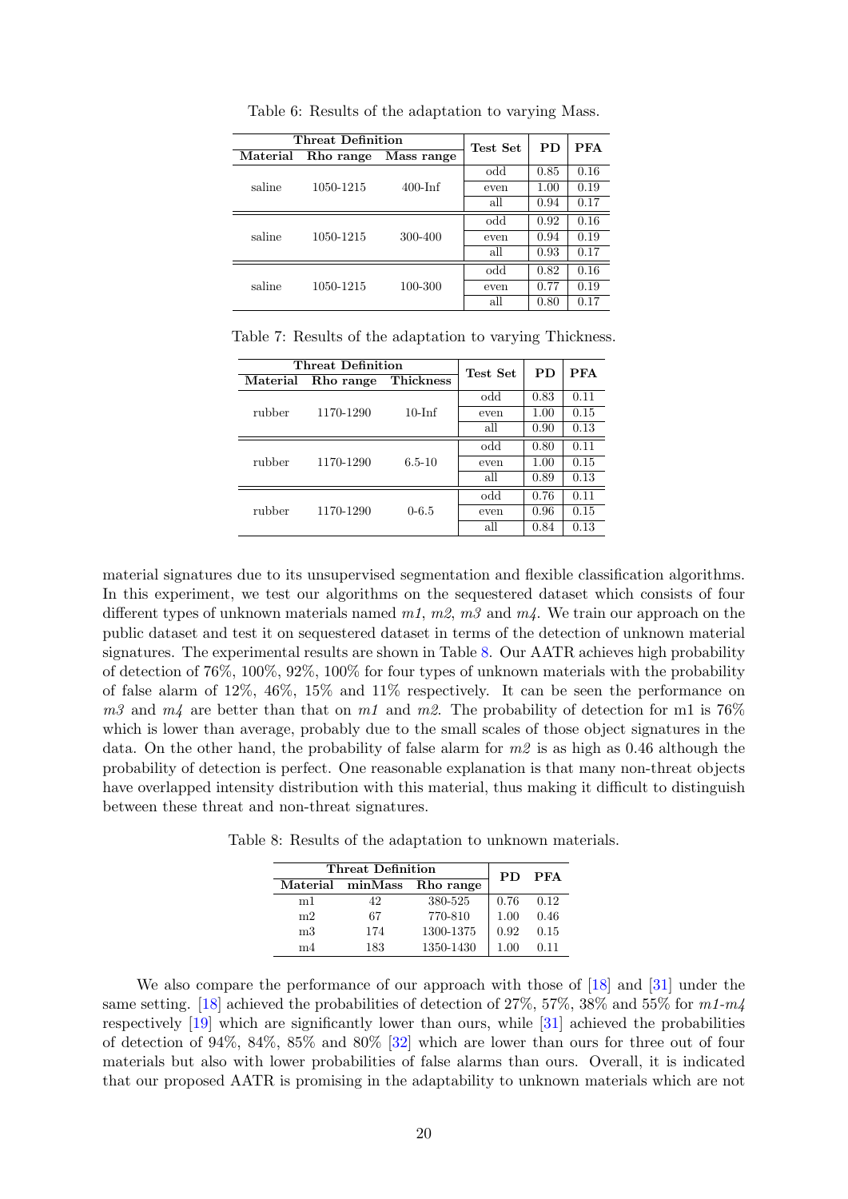Table 6: Results of the adaptation to varying Mass.

| Threat Definition | | | Test Set | PD | PFA |
|---|---|---|---|---|---|
| Material | Rho range | Mass range | | | |
| saline | 1050-1215 | 400-Inf | odd | 0.85 | 0.16 |
| | | | even | 1.00 | 0.19 |
| | | | all | 0.94 | 0.17 |
| saline | 1050-1215 | 300-400 | odd | 0.92 | 0.16 |
| | | | even | 0.94 | 0.19 |
| | | | all | 0.93 | 0.17 |
| saline | 1050-1215 | 100-300 | odd | 0.82 | 0.16 |
| | | | even | 0.77 | 0.19 |
| | | | all | 0.80 | 0.17 |

Table 7: Results of the adaptation to varying Thickness.

| Threat Definition | | | Test Set | PD | PFA |
|---|---|---|---|---|---|
| Material | Rho range | Thickness | | | |
| rubber | 1170-1290 | 10-Inf | odd | 0.83 | 0.11 |
| | | | even | 1.00 | 0.15 |
| | | | all | 0.90 | 0.13 |
| rubber | 1170-1290 | 6.5-10 | odd | 0.80 | 0.11 |
| | | | even | 1.00 | 0.15 |
| | | | all | 0.89 | 0.13 |
| rubber | 1170-1290 | 0-6.5 | odd | 0.76 | 0.11 |
| | | | even | 0.96 | 0.15 |
| | | | all | 0.84 | 0.13 |

material signatures due to its unsupervised segmentation and flexible classification algorithms. In this experiment, we test our algorithms on the sequestered dataset which consists of four different types of unknown materials named *m1*, *m2*, *m3* and *m4*. We train our approach on the public dataset and test it on sequestered dataset in terms of the detection of unknown material signatures. The experimental results are shown in Table 8. Our AATR achieves high probability of detection of 76%, 100%, 92%, 100% for four types of unknown materials with the probability of false alarm of 12%, 46%, 15% and 11% respectively. It can be seen the performance on *m3* and *m4* are better than that on *m1* and *m2*. The probability of detection for m1 is 76% which is lower than average, probably due to the small scales of those object signatures in the data. On the other hand, the probability of false alarm for *m2* is as high as 0.46 although the probability of detection is perfect. One reasonable explanation is that many non-threat objects have overlapped intensity distribution with this material, thus making it difficult to distinguish between these threat and non-threat signatures.

Table 8: Results of the adaptation to unknown materials.

| Threat Definition | | | PD | PFA |
|---|---|---|---|---|
| Material | minMass | Rho range | | |
| m1 | 42 | 380-525 | 0.76 | 0.12 |
| m2 | 67 | 770-810 | 1.00 | 0.46 |
| m3 | 174 | 1300-1375 | 0.92 | 0.15 |
| m4 | 183 | 1350-1430 | 1.00 | 0.11 |

We also compare the performance of our approach with those of [18] and [31] under the same setting. [18] achieved the probabilities of detection of 27%, 57%, 38% and 55% for *m1*-*m4* respectively [19] which are significantly lower than ours, while [31] achieved the probabilities of detection of 94%, 84%, 85% and 80% [32] which are lower than ours for three out of four materials but also with lower probabilities of false alarms than ours. Overall, it is indicated that our proposed AATR is promising in the adaptability to unknown materials which are not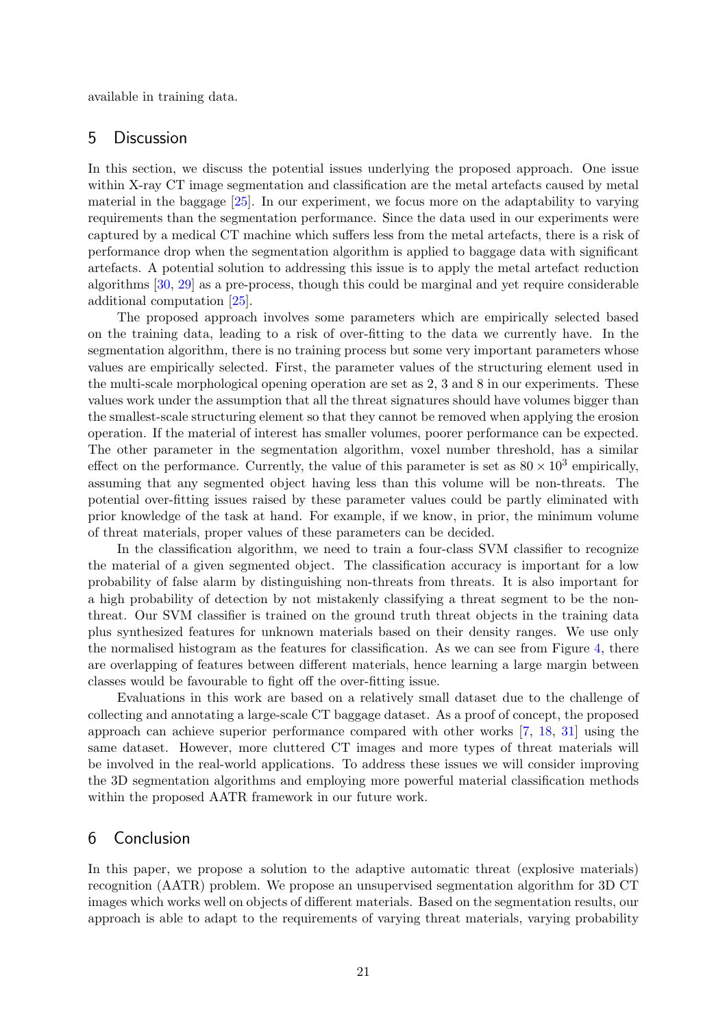available in training data.

## 5 Discussion

In this section, we discuss the potential issues underlying the proposed approach. One issue within X-ray CT image segmentation and classification are the metal artefacts caused by metal material in the baggage [25]. In our experiment, we focus more on the adaptability to varying requirements than the segmentation performance. Since the data used in our experiments were captured by a medical CT machine which suffers less from the metal artefacts, there is a risk of performance drop when the segmentation algorithm is applied to baggage data with significant artefacts. A potential solution to addressing this issue is to apply the metal artefact reduction algorithms [30, 29] as a pre-process, though this could be marginal and yet require considerable additional computation [25].

The proposed approach involves some parameters which are empirically selected based on the training data, leading to a risk of over-fitting to the data we currently have. In the segmentation algorithm, there is no training process but some very important parameters whose values are empirically selected. First, the parameter values of the structuring element used in the multi-scale morphological opening operation are set as 2, 3 and 8 in our experiments. These values work under the assumption that all the threat signatures should have volumes bigger than the smallest-scale structuring element so that they cannot be removed when applying the erosion operation. If the material of interest has smaller volumes, poorer performance can be expected. The other parameter in the segmentation algorithm, voxel number threshold, has a similar effect on the performance. Currently, the value of this parameter is set as $80 \times 10^3$ empirically, assuming that any segmented object having less than this volume will be non-threats. The potential over-fitting issues raised by these parameter values could be partly eliminated with prior knowledge of the task at hand. For example, if we know, in prior, the minimum volume of threat materials, proper values of these parameters can be decided.

In the classification algorithm, we need to train a four-class SVM classifier to recognize the material of a given segmented object. The classification accuracy is important for a low probability of false alarm by distinguishing non-threats from threats. It is also important for a high probability of detection by not mistakenly classifying a threat segment to be the non-threat. Our SVM classifier is trained on the ground truth threat objects in the training data plus synthesized features for unknown materials based on their density ranges. We use only the normalised histogram as the features for classification. As we can see from Figure 4, there are overlapping of features between different materials, hence learning a large margin between classes would be favourable to fight off the over-fitting issue.

Evaluations in this work are based on a relatively small dataset due to the challenge of collecting and annotating a large-scale CT baggage dataset. As a proof of concept, the proposed approach can achieve superior performance compared with other works [7, 18, 31] using the same dataset. However, more cluttered CT images and more types of threat materials will be involved in the real-world applications. To address these issues we will consider improving the 3D segmentation algorithms and employing more powerful material classification methods within the proposed AATR framework in our future work.

## 6 Conclusion

In this paper, we propose a solution to the adaptive automatic threat (explosive materials) recognition (AATR) problem. We propose an unsupervised segmentation algorithm for 3D CT images which works well on objects of different materials. Based on the segmentation results, our approach is able to adapt to the requirements of varying threat materials, varying probability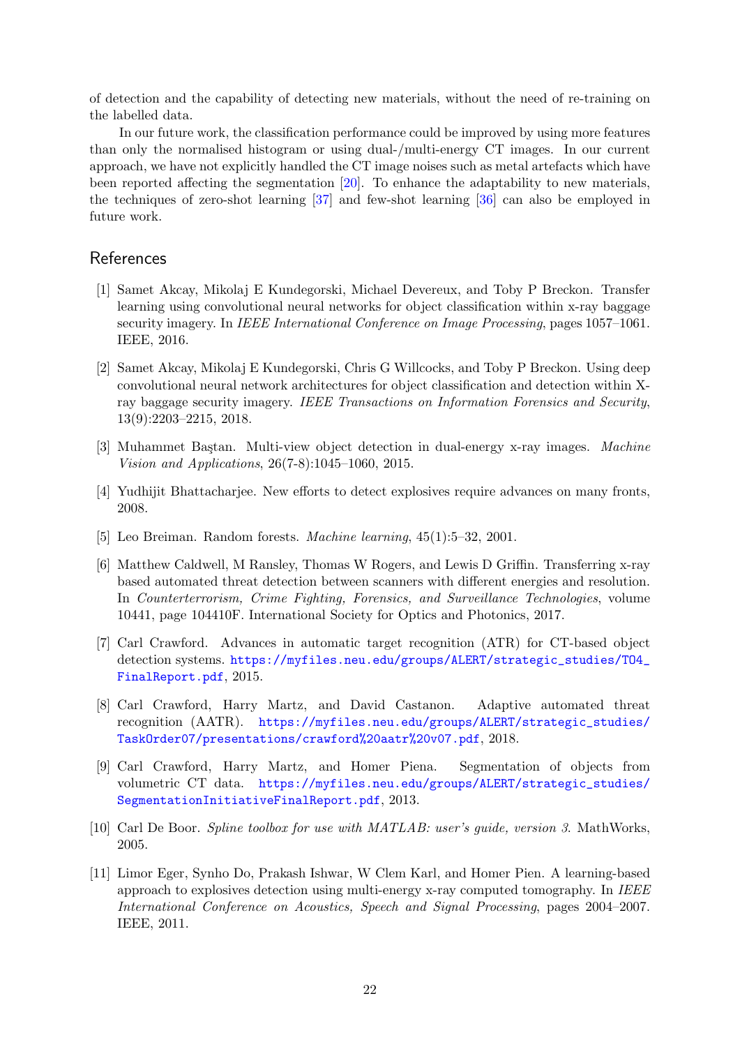of detection and the capability of detecting new materials, without the need of re-training on the labelled data.

In our future work, the classification performance could be improved by using more features than only the normalised histogram or using dual-/multi-energy CT images. In our current approach, we have not explicitly handled the CT image noises such as metal artefacts which have been reported affecting the segmentation [20]. To enhance the adaptability to new materials, the techniques of zero-shot learning [37] and few-shot learning [36] can also be employed in future work.

## References

[1] Samet Akcay, Mikolaj E Kundegorski, Michael Devereux, and Toby P Breckon. Transfer learning using convolutional neural networks for object classification within x-ray baggage security imagery. In *IEEE International Conference on Image Processing*, pages 1057–1061. IEEE, 2016.

[2] Samet Akcay, Mikolaj E Kundegorski, Chris G Willcocks, and Toby P Breckon. Using deep convolutional neural network architectures for object classification and detection within X-ray baggage security imagery. *IEEE Transactions on Information Forensics and Security*, 13(9):2203–2215, 2018.

[3] Muhammet Baştan. Multi-view object detection in dual-energy x-ray images. *Machine Vision and Applications*, 26(7-8):1045–1060, 2015.

[4] Yudhijit Bhattacharjee. New efforts to detect explosives require advances on many fronts, 2008.

[5] Leo Breiman. Random forests. *Machine learning*, 45(1):5–32, 2001.

[6] Matthew Caldwell, M Ransley, Thomas W Rogers, and Lewis D Griffin. Transferring x-ray based automated threat detection between scanners with different energies and resolution. In *Counterterrorism, Crime Fighting, Forensics, and Surveillance Technologies*, volume 10441, page 104410F. International Society for Optics and Photonics, 2017.

[7] Carl Crawford. Advances in automatic target recognition (ATR) for CT-based object detection systems. https://myfiles.neu.edu/groups/ALERT/strategic_studies/TO4_FinalReport.pdf, 2015.

[8] Carl Crawford, Harry Martz, and David Castanon. Adaptive automated threat recognition (AATR). https://myfiles.neu.edu/groups/ALERT/strategic_studies/TaskOrder07/presentations/crawford%20aatr%20v07.pdf, 2018.

[9] Carl Crawford, Harry Martz, and Homer Piena. Segmentation of objects from volumetric CT data. https://myfiles.neu.edu/groups/ALERT/strategic_studies/SegmentationInitiativeFinalReport.pdf, 2013.

[10] Carl De Boor. *Spline toolbox for use with MATLAB: user's guide, version 3*. MathWorks, 2005.

[11] Limor Eger, Synho Do, Prakash Ishwar, W Clem Karl, and Homer Pien. A learning-based approach to explosives detection using multi-energy x-ray computed tomography. In *IEEE International Conference on Acoustics, Speech and Signal Processing*, pages 2004–2007. IEEE, 2011.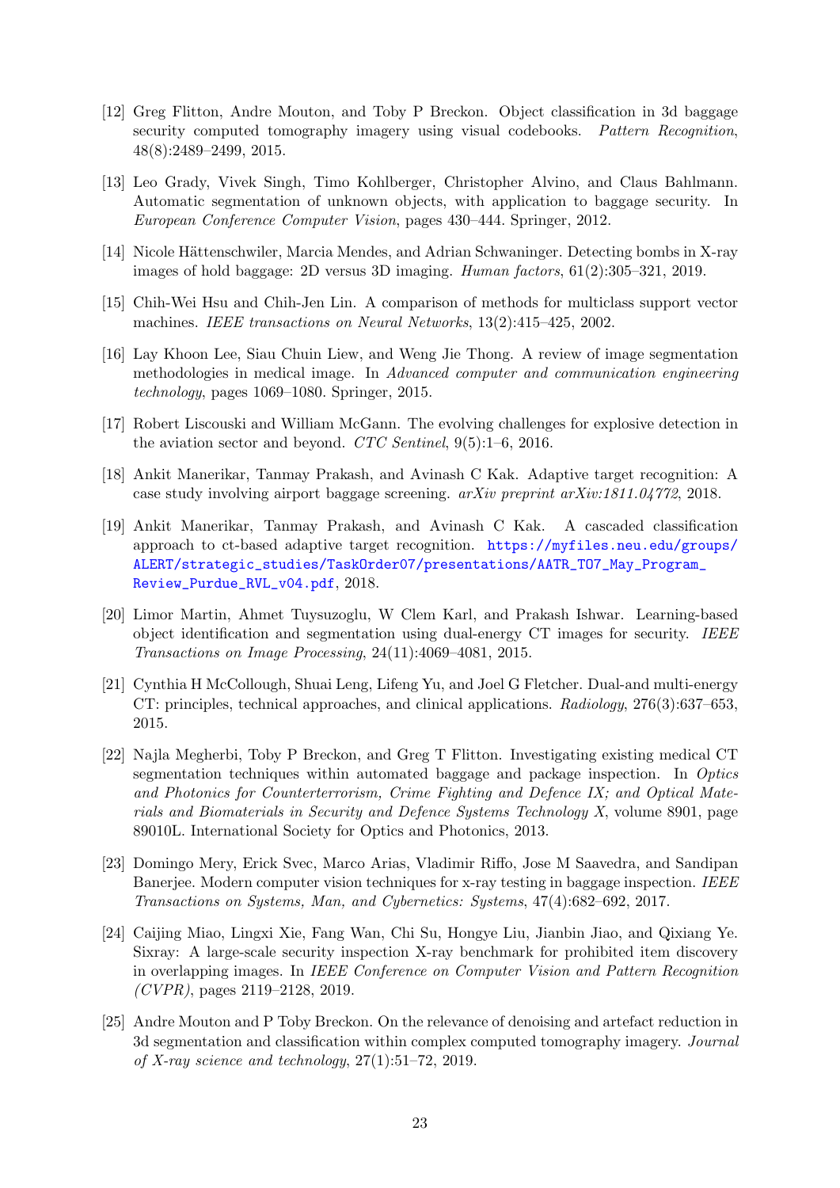[12] Greg Flitton, Andre Mouton, and Toby P Breckon. Object classification in 3d baggage security computed tomography imagery using visual codebooks. *Pattern Recognition*, 48(8):2489–2499, 2015.

[13] Leo Grady, Vivek Singh, Timo Kohlberger, Christopher Alvino, and Claus Bahlmann. Automatic segmentation of unknown objects, with application to baggage security. In *European Conference Computer Vision*, pages 430–444. Springer, 2012.

[14] Nicole Hättenschwiler, Marcia Mendes, and Adrian Schwaninger. Detecting bombs in X-ray images of hold baggage: 2D versus 3D imaging. *Human factors*, 61(2):305–321, 2019.

[15] Chih-Wei Hsu and Chih-Jen Lin. A comparison of methods for multiclass support vector machines. *IEEE transactions on Neural Networks*, 13(2):415–425, 2002.

[16] Lay Khoon Lee, Siau Chuin Liew, and Weng Jie Thong. A review of image segmentation methodologies in medical image. In *Advanced computer and communication engineering technology*, pages 1069–1080. Springer, 2015.

[17] Robert Liscouski and William McGann. The evolving challenges for explosive detection in the aviation sector and beyond. *CTC Sentinel*, 9(5):1–6, 2016.

[18] Ankit Manerikar, Tanmay Prakash, and Avinash C Kak. Adaptive target recognition: A case study involving airport baggage screening. *arXiv preprint arXiv:1811.04772*, 2018.

[19] Ankit Manerikar, Tanmay Prakash, and Avinash C Kak. A cascaded classification approach to ct-based adaptive target recognition. https://myfiles.neu.edu/groups/ALERT/strategic_studies/TaskOrder07/presentations/AATR_TO7_May_Program_Review_Purdue_RVL_v04.pdf, 2018.

[20] Limor Martin, Ahmet Tuysuzoglu, W Clem Karl, and Prakash Ishwar. Learning-based object identification and segmentation using dual-energy CT images for security. *IEEE Transactions on Image Processing*, 24(11):4069–4081, 2015.

[21] Cynthia H McCollough, Shuai Leng, Lifeng Yu, and Joel G Fletcher. Dual-and multi-energy CT: principles, technical approaches, and clinical applications. *Radiology*, 276(3):637–653, 2015.

[22] Najla Megherbi, Toby P Breckon, and Greg T Flitton. Investigating existing medical CT segmentation techniques within automated baggage and package inspection. In *Optics and Photonics for Counterterrorism, Crime Fighting and Defence IX; and Optical Materials and Biomaterials in Security and Defence Systems Technology X*, volume 8901, page 89010L. International Society for Optics and Photonics, 2013.

[23] Domingo Mery, Erick Svec, Marco Arias, Vladimir Riffo, Jose M Saavedra, and Sandipan Banerjee. Modern computer vision techniques for x-ray testing in baggage inspection. *IEEE Transactions on Systems, Man, and Cybernetics: Systems*, 47(4):682–692, 2017.

[24] Caijing Miao, Lingxi Xie, Fang Wan, Chi Su, Hongye Liu, Jianbin Jiao, and Qixiang Ye. Sixray: A large-scale security inspection X-ray benchmark for prohibited item discovery in overlapping images. In *IEEE Conference on Computer Vision and Pattern Recognition (CVPR)*, pages 2119–2128, 2019.

[25] Andre Mouton and P Toby Breckon. On the relevance of denoising and artefact reduction in 3d segmentation and classification within complex computed tomography imagery. *Journal of X-ray science and technology*, 27(1):51–72, 2019.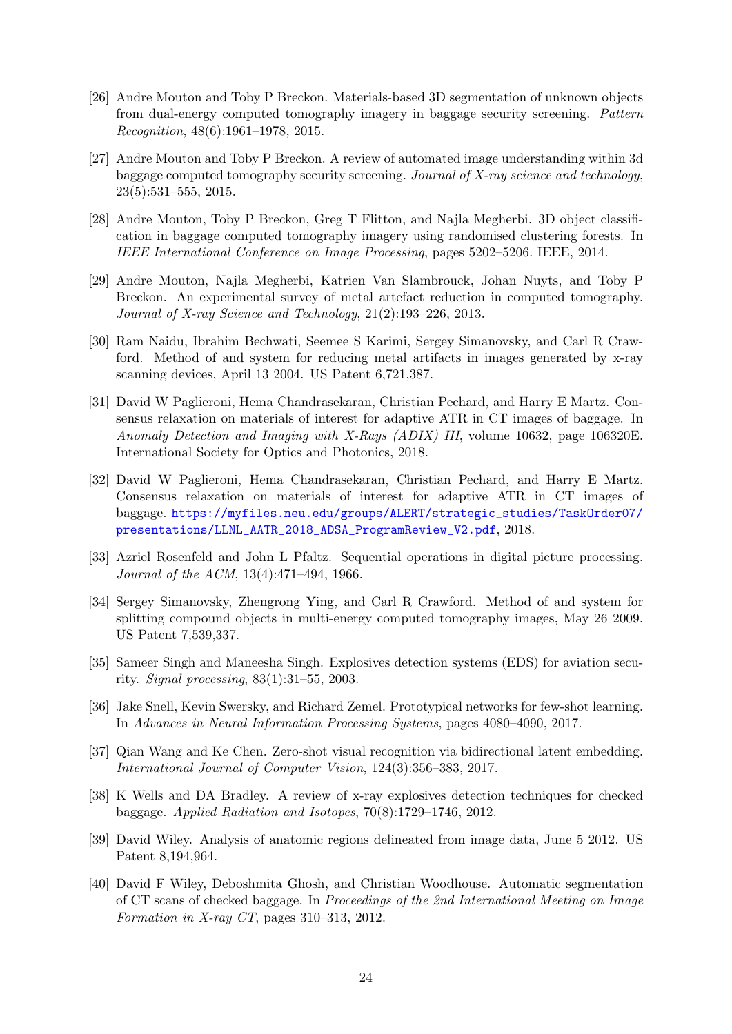[26] Andre Mouton and Toby P Breckon. Materials-based 3D segmentation of unknown objects from dual-energy computed tomography imagery in baggage security screening. *Pattern Recognition*, 48(6):1961–1978, 2015.

[27] Andre Mouton and Toby P Breckon. A review of automated image understanding within 3d baggage computed tomography security screening. *Journal of X-ray science and technology*, 23(5):531–555, 2015.

[28] Andre Mouton, Toby P Breckon, Greg T Flitton, and Najla Megherbi. 3D object classification in baggage computed tomography imagery using randomised clustering forests. In *IEEE International Conference on Image Processing*, pages 5202–5206. IEEE, 2014.

[29] Andre Mouton, Najla Megherbi, Katrien Van Slambrouck, Johan Nuyts, and Toby P Breckon. An experimental survey of metal artefact reduction in computed tomography. *Journal of X-ray Science and Technology*, 21(2):193–226, 2013.

[30] Ram Naidu, Ibrahim Bechwati, Seemee S Karimi, Sergey Simanovsky, and Carl R Crawford. Method of and system for reducing metal artifacts in images generated by x-ray scanning devices, April 13 2004. US Patent 6,721,387.

[31] David W Paglieroni, Hema Chandrasekaran, Christian Pechard, and Harry E Martz. Consensus relaxation on materials of interest for adaptive ATR in CT images of baggage. In *Anomaly Detection and Imaging with X-Rays (ADIX) III*, volume 10632, page 106320E. International Society for Optics and Photonics, 2018.

[32] David W Paglieroni, Hema Chandrasekaran, Christian Pechard, and Harry E Martz. Consensus relaxation on materials of interest for adaptive ATR in CT images of baggage. https://myfiles.neu.edu/groups/ALERT/strategic_studies/TaskOrder07/presentations/LLNL_AATR_2018_ADSA_ProgramReview_V2.pdf, 2018.

[33] Azriel Rosenfeld and John L Pfaltz. Sequential operations in digital picture processing. *Journal of the ACM*, 13(4):471–494, 1966.

[34] Sergey Simanovsky, Zhengrong Ying, and Carl R Crawford. Method of and system for splitting compound objects in multi-energy computed tomography images, May 26 2009. US Patent 7,539,337.

[35] Sameer Singh and Maneesha Singh. Explosives detection systems (EDS) for aviation security. *Signal processing*, 83(1):31–55, 2003.

[36] Jake Snell, Kevin Swersky, and Richard Zemel. Prototypical networks for few-shot learning. In *Advances in Neural Information Processing Systems*, pages 4080–4090, 2017.

[37] Qian Wang and Ke Chen. Zero-shot visual recognition via bidirectional latent embedding. *International Journal of Computer Vision*, 124(3):356–383, 2017.

[38] K Wells and DA Bradley. A review of x-ray explosives detection techniques for checked baggage. *Applied Radiation and Isotopes*, 70(8):1729–1746, 2012.

[39] David Wiley. Analysis of anatomic regions delineated from image data, June 5 2012. US Patent 8,194,964.

[40] David F Wiley, Deboshmita Ghosh, and Christian Woodhouse. Automatic segmentation of CT scans of checked baggage. In *Proceedings of the 2nd International Meeting on Image Formation in X-ray CT*, pages 310–313, 2012.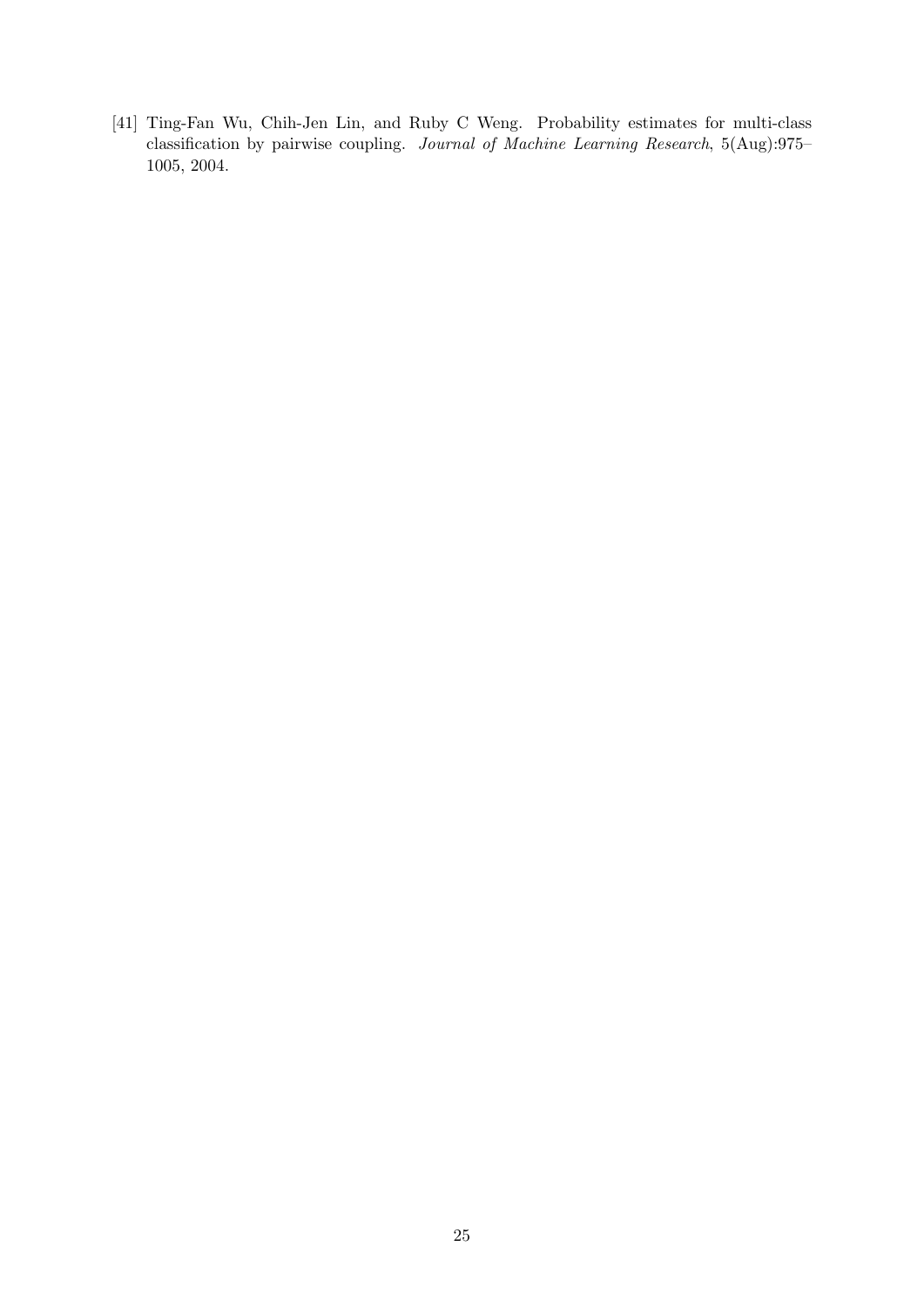[41] Ting-Fan Wu, Chih-Jen Lin, and Ruby C Weng. Probability estimates for multi-class classification by pairwise coupling. *Journal of Machine Learning Research*, 5(Aug):975–1005, 2004.